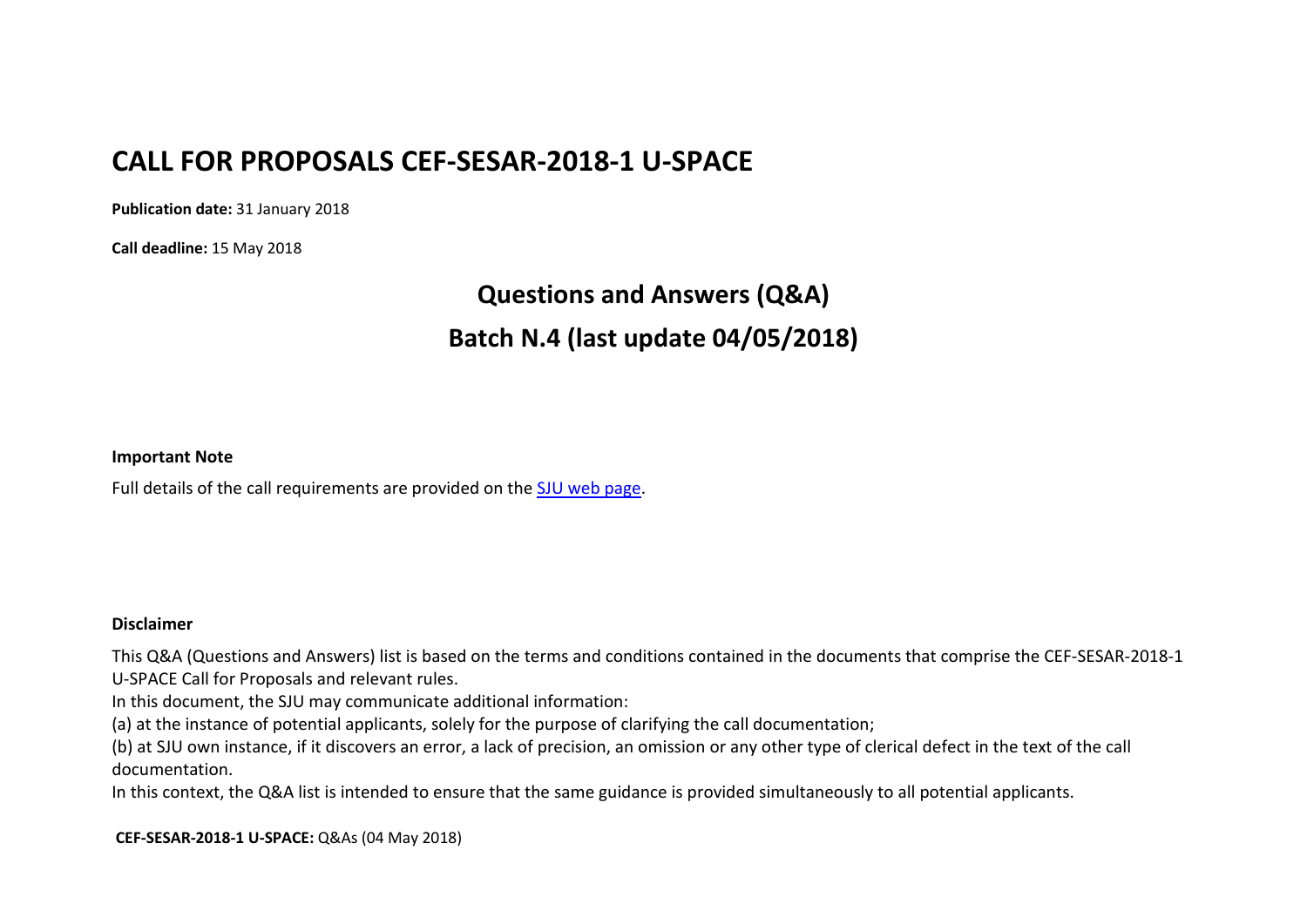# CALL FOR PROPOSALS CEF-SESAR-2018-1 U-SPACE

**Publication date:** 31 January 2018

**Call deadline:** 15 May 2018

## Questions and Answers (Q&A)

## Batch N.4 (last update 04/05/2018)

**Important Note**

Full details of the call requirements are provided on the SJU web page.

**Disclaimer**

This Q&A (Questions and Answers) list is based on the terms and conditions contained in the documents that comprise the CEF-SESAR-2018-1 U-SPACE Call for Proposals and relevant rules.

In this document, the SJU may communicate additional information:

(a) at the instance of potential applicants, solely for the purpose of clarifying the call documentation;

(b) at SJU own instance, if it discovers an error, a lack of precision, an omission or any other type of clerical defect in the text of the call documentation.

In this context, the Q&A list is intended to ensure that the same guidance is provided simultaneously to all potential applicants.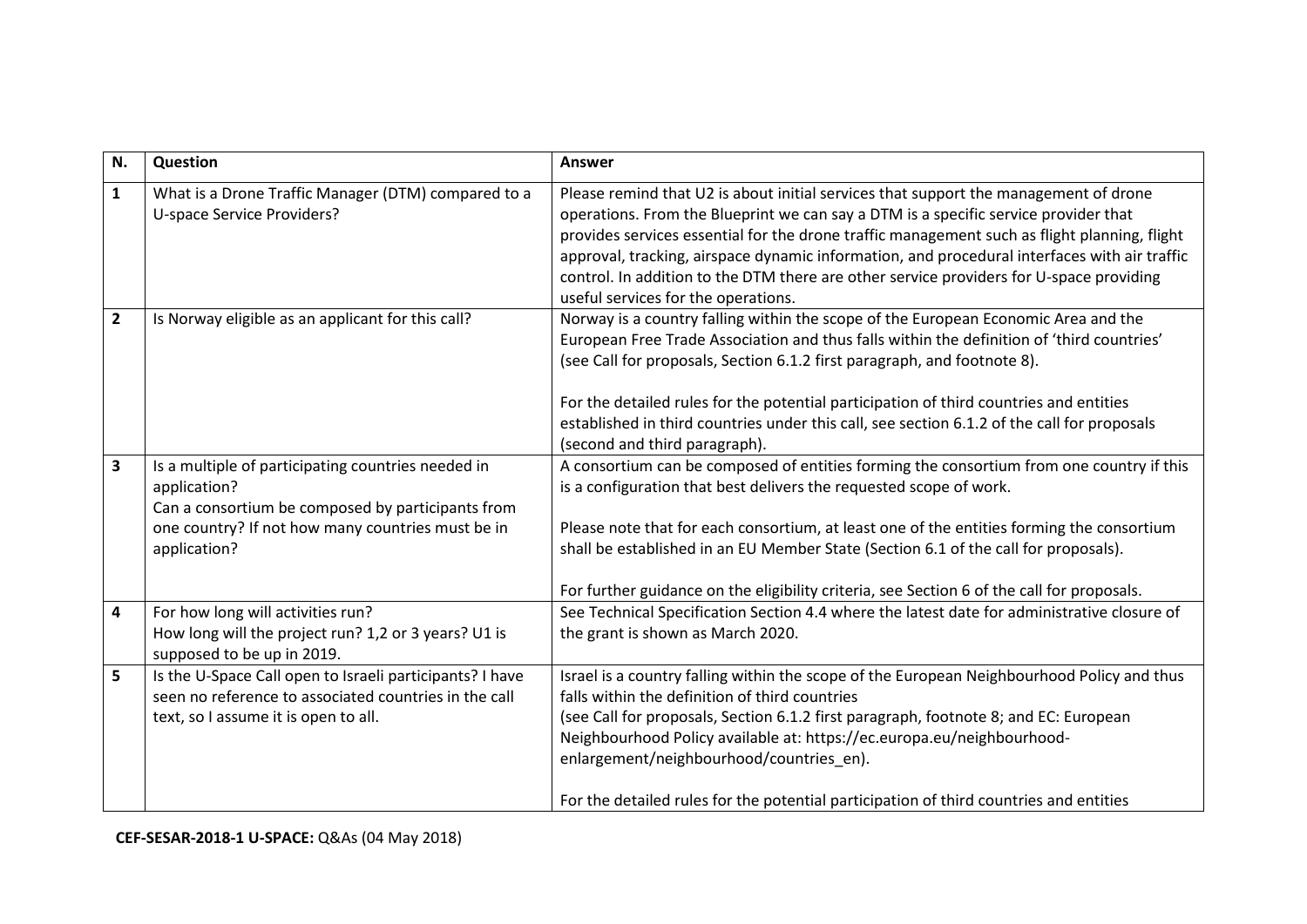| N. | Question | Answer |
| --- | --- | --- |
| **1** | What is a Drone Traffic Manager (DTM) compared to a U-space Service Providers? | Please remind that U2 is about initial services that support the management of drone operations. From the Blueprint we can say a DTM is a specific service provider that provides services essential for the drone traffic management such as flight planning, flight approval, tracking, airspace dynamic information, and procedural interfaces with air traffic control. In addition to the DTM there are other service providers for U-space providing useful services for the operations. |
| **2** | Is Norway eligible as an applicant for this call? | Norway is a country falling within the scope of the European Economic Area and the European Free Trade Association and thus falls within the definition of 'third countries' (see Call for proposals, Section 6.1.2 first paragraph, and footnote 8).<br><br>For the detailed rules for the potential participation of third countries and entities established in third countries under this call, see section 6.1.2 of the call for proposals (second and third paragraph). |
| **3** | Is a multiple of participating countries needed in application?<br>Can a consortium be composed by participants from one country? If not how many countries must be in application? | A consortium can be composed of entities forming the consortium from one country if this is a configuration that best delivers the requested scope of work.<br><br>Please note that for each consortium, at least one of the entities forming the consortium shall be established in an EU Member State (Section 6.1 of the call for proposals).<br><br>For further guidance on the eligibility criteria, see Section 6 of the call for proposals. |
| **4** | For how long will activities run?<br>How long will the project run? 1,2 or 3 years? U1 is supposed to be up in 2019. | See Technical Specification Section 4.4 where the latest date for administrative closure of the grant is shown as March 2020. |
| **5** | Is the U-Space Call open to Israeli participants? I have seen no reference to associated countries in the call text, so I assume it is open to all. | Israel is a country falling within the scope of the European Neighbourhood Policy and thus falls within the definition of third countries<br>(see Call for proposals, Section 6.1.2 first paragraph, footnote 8; and EC: European Neighbourhood Policy available at: https://ec.europa.eu/neighbourhood-enlargement/neighbourhood/countries_en).<br><br>For the detailed rules for the potential participation of third countries and entities |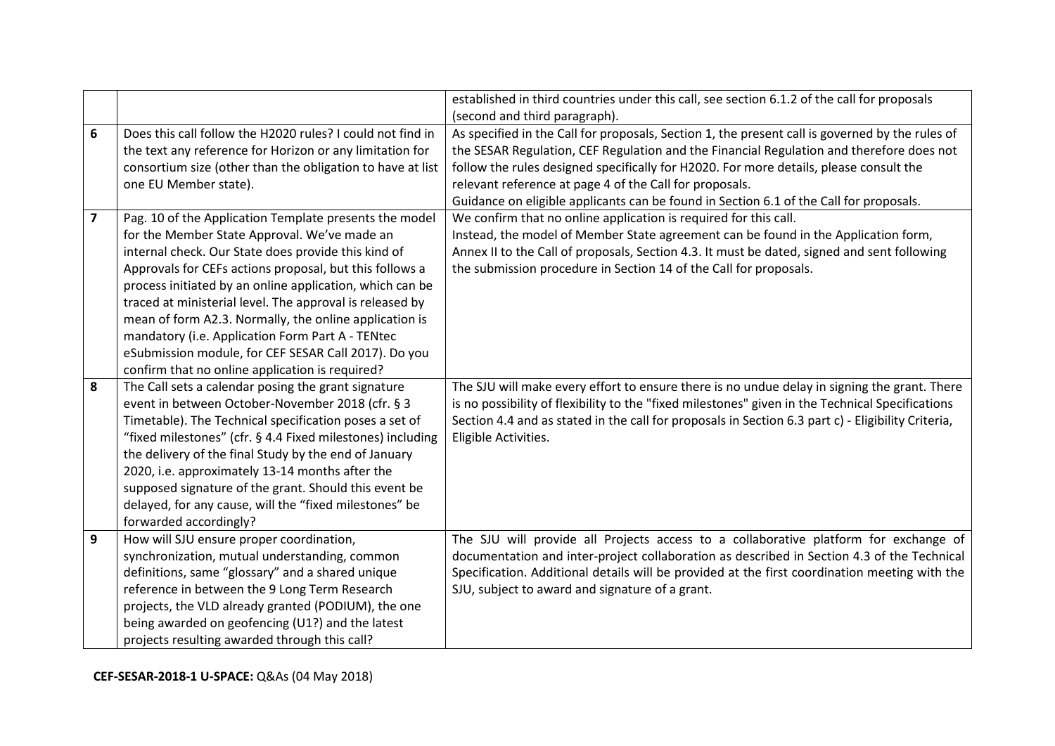| | | |
|---|---|---|
| | | established in third countries under this call, see section 6.1.2 of the call for proposals (second and third paragraph). |
| **6** | Does this call follow the H2020 rules? I could not find in the text any reference for Horizon or any limitation for consortium size (other than the obligation to have at list one EU Member state). | As specified in the Call for proposals, Section 1, the present call is governed by the rules of the SESAR Regulation, CEF Regulation and the Financial Regulation and therefore does not follow the rules designed specifically for H2020. For more details, please consult the relevant reference at page 4 of the Call for proposals.<br>Guidance on eligible applicants can be found in Section 6.1 of the Call for proposals. |
| **7** | Pag. 10 of the Application Template presents the model for the Member State Approval. We've made an internal check. Our State does provide this kind of Approvals for CEFs actions proposal, but this follows a process initiated by an online application, which can be traced at ministerial level. The approval is released by mean of form A2.3. Normally, the online application is mandatory (i.e. Application Form Part A - TENtec eSubmission module, for CEF SESAR Call 2017). Do you confirm that no online application is required? | We confirm that no online application is required for this call.<br>Instead, the model of Member State agreement can be found in the Application form, Annex II to the Call of proposals, Section 4.3. It must be dated, signed and sent following the submission procedure in Section 14 of the Call for proposals. |
| **8** | The Call sets a calendar posing the grant signature event in between October-November 2018 (cfr. § 3 Timetable). The Technical specification poses a set of "fixed milestones" (cfr. § 4.4 Fixed milestones) including the delivery of the final Study by the end of January 2020, i.e. approximately 13-14 months after the supposed signature of the grant. Should this event be delayed, for any cause, will the "fixed milestones" be forwarded accordingly? | The SJU will make every effort to ensure there is no undue delay in signing the grant. There is no possibility of flexibility to the "fixed milestones" given in the Technical Specifications Section 4.4 and as stated in the call for proposals in Section 6.3 part c) - Eligibility Criteria, Eligible Activities. |
| **9** | How will SJU ensure proper coordination, synchronization, mutual understanding, common definitions, same "glossary" and a shared unique reference in between the 9 Long Term Research projects, the VLD already granted (PODIUM), the one being awarded on geofencing (U1?) and the latest projects resulting awarded through this call? | The SJU will provide all Projects access to a collaborative platform for exchange of documentation and inter-project collaboration as described in Section 4.3 of the Technical Specification. Additional details will be provided at the first coordination meeting with the SJU, subject to award and signature of a grant. |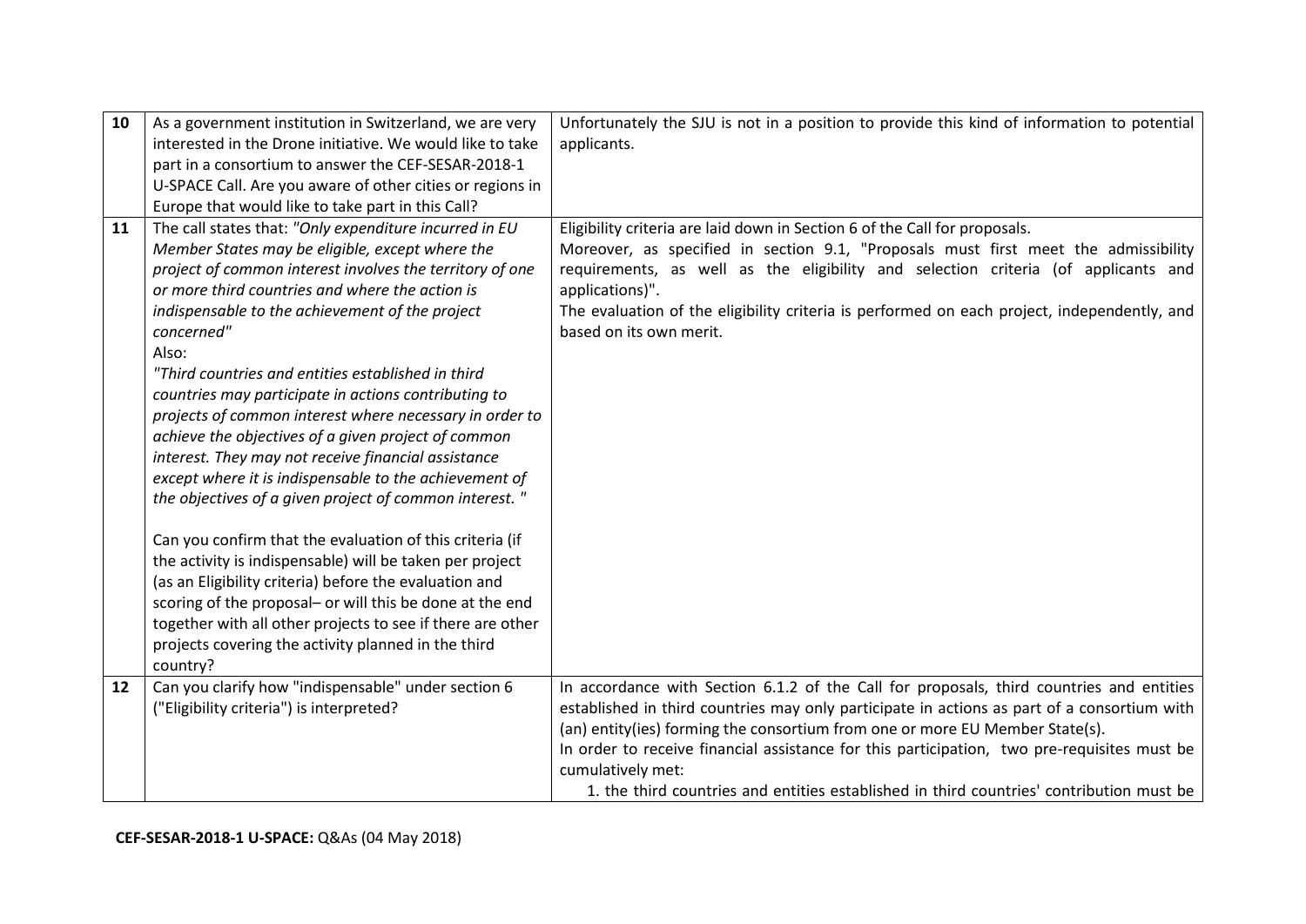| | | |
|---|---|---|
| 10 | As a government institution in Switzerland, we are very interested in the Drone initiative. We would like to take part in a consortium to answer the CEF-SESAR-2018-1 U-SPACE Call. Are you aware of other cities or regions in Europe that would like to take part in this Call? | Unfortunately the SJU is not in a position to provide this kind of information to potential applicants. |
| 11 | The call states that: *"Only expenditure incurred in EU Member States may be eligible, except where the project of common interest involves the territory of one or more third countries and where the action is indispensable to the achievement of the project concerned"*<br>Also:<br>*"Third countries and entities established in third countries may participate in actions contributing to projects of common interest where necessary in order to achieve the objectives of a given project of common interest. They may not receive financial assistance except where it is indispensable to the achievement of the objectives of a given project of common interest. "*<br><br>Can you confirm that the evaluation of this criteria (if the activity is indispensable) will be taken per project (as an Eligibility criteria) before the evaluation and scoring of the proposal– or will this be done at the end together with all other projects to see if there are other projects covering the activity planned in the third country? | Eligibility criteria are laid down in Section 6 of the Call for proposals.<br>Moreover, as specified in section 9.1, "Proposals must first meet the admissibility requirements, as well as the eligibility and selection criteria (of applicants and applications)".<br>The evaluation of the eligibility criteria is performed on each project, independently, and based on its own merit. |
| 12 | Can you clarify how "indispensable" under section 6 ("Eligibility criteria") is interpreted? | In accordance with Section 6.1.2 of the Call for proposals, third countries and entities established in third countries may only participate in actions as part of a consortium with (an) entity(ies) forming the consortium from one or more EU Member State(s).<br>In order to receive financial assistance for this participation, two pre-requisites must be cumulatively met:<br>1. the third countries and entities established in third countries' contribution must be |

**CEF-SESAR-2018-1 U-SPACE:** Q&As (04 May 2018)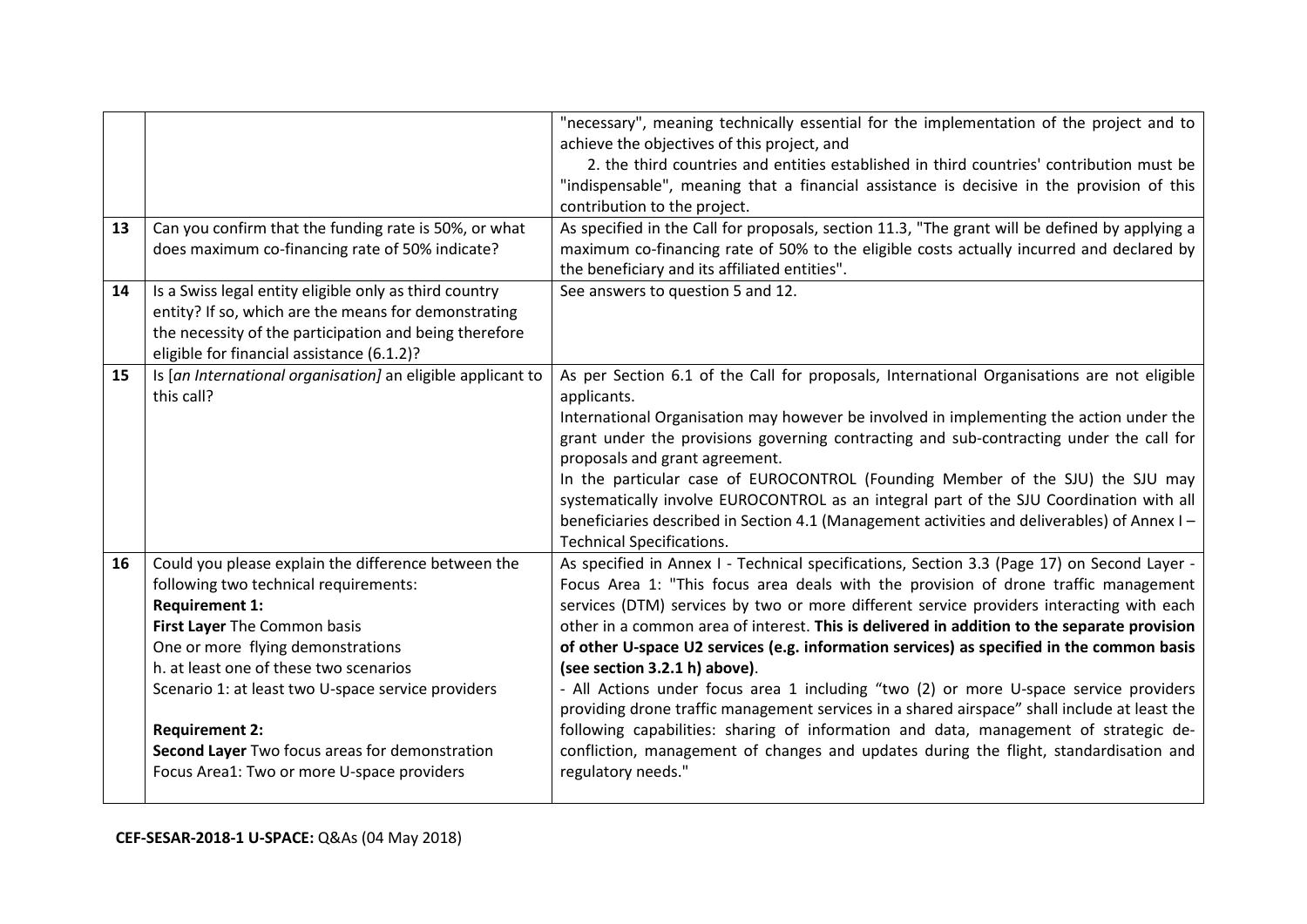|  |  |  |
|---|---|---|
|  |  | "necessary", meaning technically essential for the implementation of the project and to achieve the objectives of this project, and<br>2. the third countries and entities established in third countries' contribution must be "indispensable", meaning that a financial assistance is decisive in the provision of this contribution to the project. |
| 13 | Can you confirm that the funding rate is 50%, or what does maximum co-financing rate of 50% indicate? | As specified in the Call for proposals, section 11.3, "The grant will be defined by applying a maximum co-financing rate of 50% to the eligible costs actually incurred and declared by the beneficiary and its affiliated entities". |
| 14 | Is a Swiss legal entity eligible only as third country entity? If so, which are the means for demonstrating the necessity of the participation and being therefore eligible for financial assistance (6.1.2)? | See answers to question 5 and 12. |
| 15 | Is *[an International organisation]* an eligible applicant to this call? | As per Section 6.1 of the Call for proposals, International Organisations are not eligible applicants.<br>International Organisation may however be involved in implementing the action under the grant under the provisions governing contracting and sub-contracting under the call for proposals and grant agreement.<br>In the particular case of EUROCONTROL (Founding Member of the SJU) the SJU may systematically involve EUROCONTROL as an integral part of the SJU Coordination with all beneficiaries described in Section 4.1 (Management activities and deliverables) of Annex I – Technical Specifications. |
| 16 | Could you please explain the difference between the following two technical requirements:<br>**Requirement 1:**<br>**First Layer** The Common basis<br>One or more flying demonstrations<br>h. at least one of these two scenarios<br>Scenario 1: at least two U-space service providers<br><br>**Requirement 2:**<br>**Second Layer** Two focus areas for demonstration<br>Focus Area1: Two or more U-space providers | As specified in Annex I - Technical specifications, Section 3.3 (Page 17) on Second Layer - Focus Area 1: "This focus area deals with the provision of drone traffic management services (DTM) services by two or more different service providers interacting with each other in a common area of interest. **This is delivered in addition to the separate provision of other U-space U2 services (e.g. information services) as specified in the common basis (see section 3.2.1 h) above)**.<br>- All Actions under focus area 1 including "two (2) or more U-space service providers providing drone traffic management services in a shared airspace" shall include at least the following capabilities: sharing of information and data, management of strategic de-confliction, management of changes and updates during the flight, standardisation and regulatory needs." |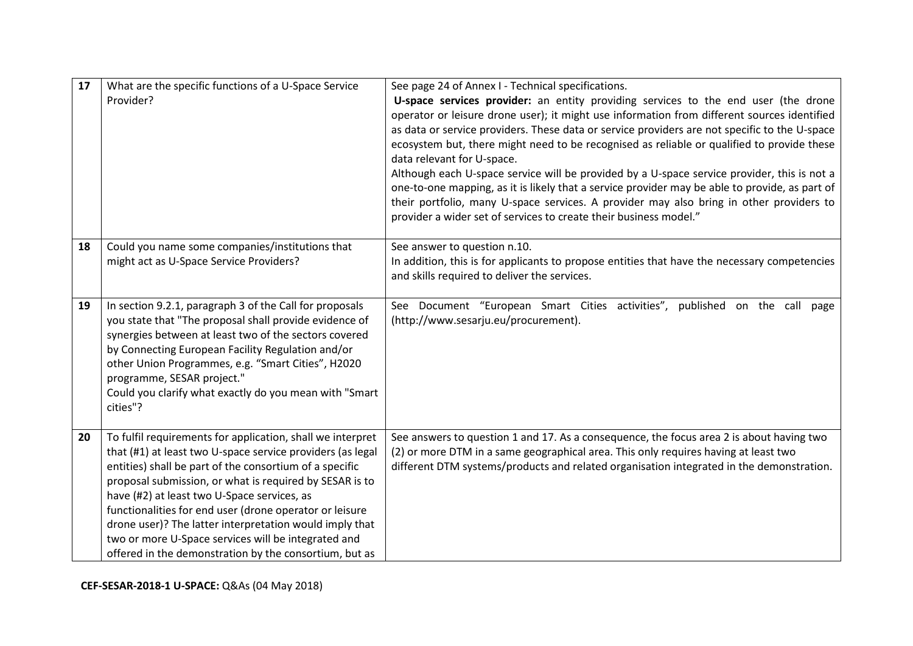| | | |
|---|---|---|
| 17 | What are the specific functions of a U-Space Service Provider? | See page 24 of Annex I - Technical specifications.<br>**U-space services provider:** an entity providing services to the end user (the drone operator or leisure drone user); it might use information from different sources identified as data or service providers. These data or service providers are not specific to the U-space ecosystem but, there might need to be recognised as reliable or qualified to provide these data relevant for U-space.<br>Although each U-space service will be provided by a U-space service provider, this is not a one-to-one mapping, as it is likely that a service provider may be able to provide, as part of their portfolio, many U-space services. A provider may also bring in other providers to provider a wider set of services to create their business model." |
| 18 | Could you name some companies/institutions that might act as U-Space Service Providers? | See answer to question n.10.<br>In addition, this is for applicants to propose entities that have the necessary competencies and skills required to deliver the services. |
| 19 | In section 9.2.1, paragraph 3 of the Call for proposals you state that "The proposal shall provide evidence of synergies between at least two of the sectors covered by Connecting European Facility Regulation and/or other Union Programmes, e.g. "Smart Cities", H2020 programme, SESAR project."<br>Could you clarify what exactly do you mean with "Smart cities"? | See Document "European Smart Cities activities", published on the call page (http://www.sesarju.eu/procurement). |
| 20 | To fulfil requirements for application, shall we interpret that (#1) at least two U-space service providers (as legal entities) shall be part of the consortium of a specific proposal submission, or what is required by SESAR is to have (#2) at least two U-Space services, as functionalities for end user (drone operator or leisure drone user)? The latter interpretation would imply that two or more U-Space services will be integrated and offered in the demonstration by the consortium, but as | See answers to question 1 and 17. As a consequence, the focus area 2 is about having two (2) or more DTM in a same geographical area. This only requires having at least two different DTM systems/products and related organisation integrated in the demonstration. |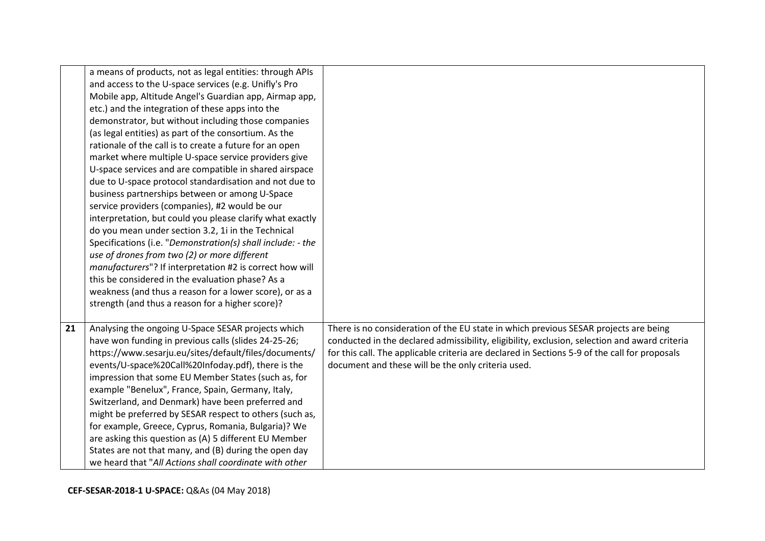| | | |
|---|---|---|
| | a means of products, not as legal entities: through APIs and access to the U-space services (e.g. Unifly's Pro Mobile app, Altitude Angel's Guardian app, Airmap app, etc.) and the integration of these apps into the demonstrator, but without including those companies (as legal entities) as part of the consortium. As the rationale of the call is to create a future for an open market where multiple U-space service providers give U-space services and are compatible in shared airspace due to U-space protocol standardisation and not due to business partnerships between or among U-Space service providers (companies), #2 would be our interpretation, but could you please clarify what exactly do you mean under section 3.2, 1i in the Technical Specifications (i.e. "*Demonstration(s) shall include: - the use of drones from two (2) or more different manufacturers*"? If interpretation #2 is correct how will this be considered in the evaluation phase? As a weakness (and thus a reason for a lower score), or as a strength (and thus a reason for a higher score)? | |
| **21** | Analysing the ongoing U-Space SESAR projects which have won funding in previous calls (slides 24-25-26; https://www.sesarju.eu/sites/default/files/documents/events/U-space%20Call%20Infoday.pdf), there is the impression that some EU Member States (such as, for example "Benelux", France, Spain, Germany, Italy, Switzerland, and Denmark) have been preferred and might be preferred by SESAR respect to others (such as, for example, Greece, Cyprus, Romania, Bulgaria)? We are asking this question as (A) 5 different EU Member States are not that many, and (B) during the open day we heard that "*All Actions shall coordinate with other* | There is no consideration of the EU state in which previous SESAR projects are being conducted in the declared admissibility, eligibility, exclusion, selection and award criteria for this call. The applicable criteria are declared in Sections 5-9 of the call for proposals document and these will be the only criteria used. |

**CEF-SESAR-2018-1 U-SPACE:** Q&As (04 May 2018)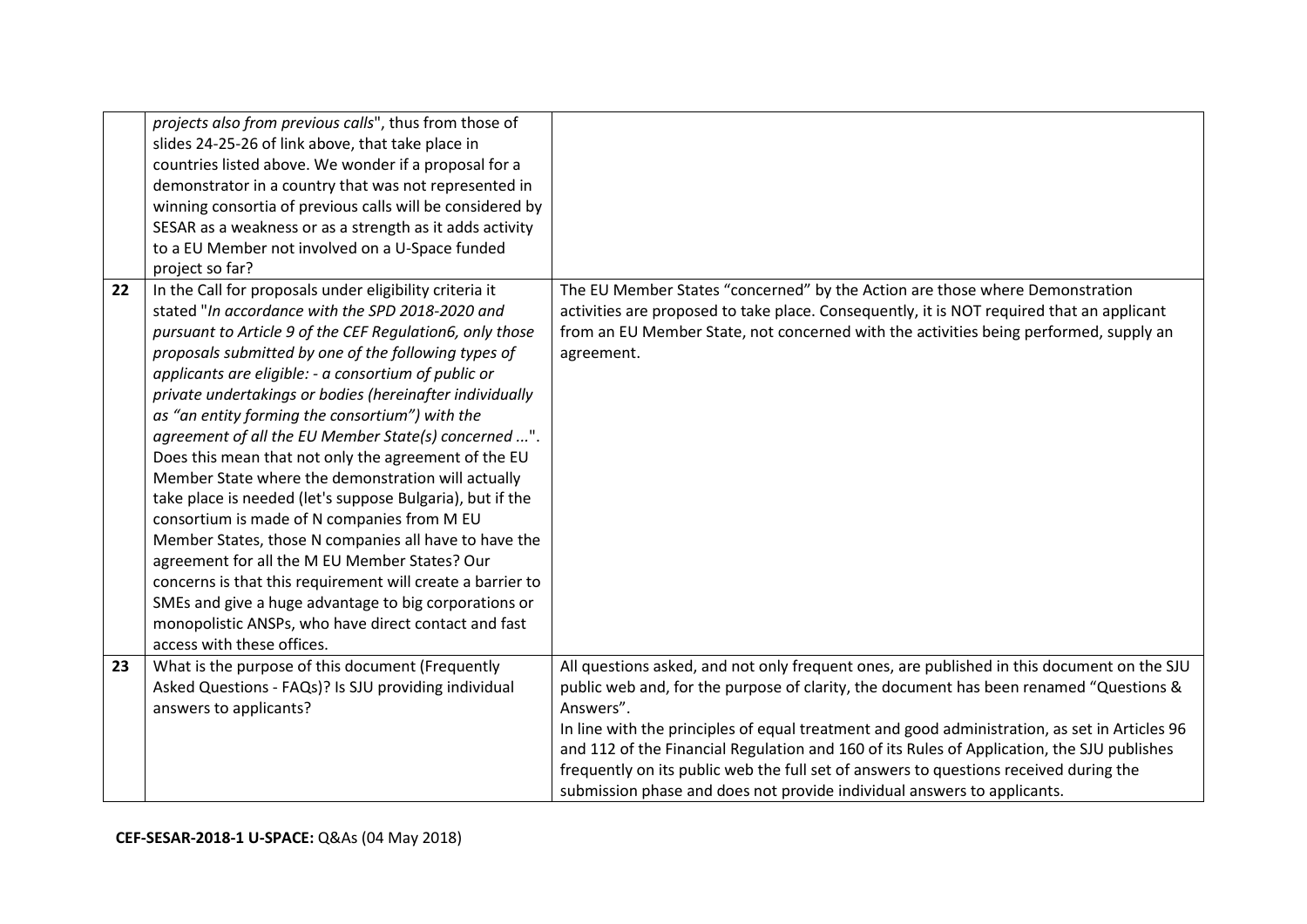|  |  |  |
|---|---|---|
|  | *projects also from previous calls*", thus from those of slides 24-25-26 of link above, that take place in countries listed above. We wonder if a proposal for a demonstrator in a country that was not represented in winning consortia of previous calls will be considered by SESAR as a weakness or as a strength as it adds activity to a EU Member not involved on a U-Space funded project so far? |  |
| **22** | In the Call for proposals under eligibility criteria it stated "*In accordance with the SPD 2018-2020 and pursuant to Article 9 of the CEF Regulation6, only those proposals submitted by one of the following types of applicants are eligible: - a consortium of public or private undertakings or bodies (hereinafter individually as "an entity forming the consortium") with the agreement of all the EU Member State(s) concerned ...*". Does this mean that not only the agreement of the EU Member State where the demonstration will actually take place is needed (let's suppose Bulgaria), but if the consortium is made of N companies from M EU Member States, those N companies all have to have the agreement for all the M EU Member States? Our concerns is that this requirement will create a barrier to SMEs and give a huge advantage to big corporations or monopolistic ANSPs, who have direct contact and fast access with these offices. | The EU Member States "concerned" by the Action are those where Demonstration activities are proposed to take place. Consequently, it is NOT required that an applicant from an EU Member State, not concerned with the activities being performed, supply an agreement. |
| **23** | What is the purpose of this document (Frequently Asked Questions - FAQs)? Is SJU providing individual answers to applicants? | All questions asked, and not only frequent ones, are published in this document on the SJU public web and, for the purpose of clarity, the document has been renamed "Questions & Answers".<br>In line with the principles of equal treatment and good administration, as set in Articles 96 and 112 of the Financial Regulation and 160 of its Rules of Application, the SJU publishes frequently on its public web the full set of answers to questions received during the submission phase and does not provide individual answers to applicants. |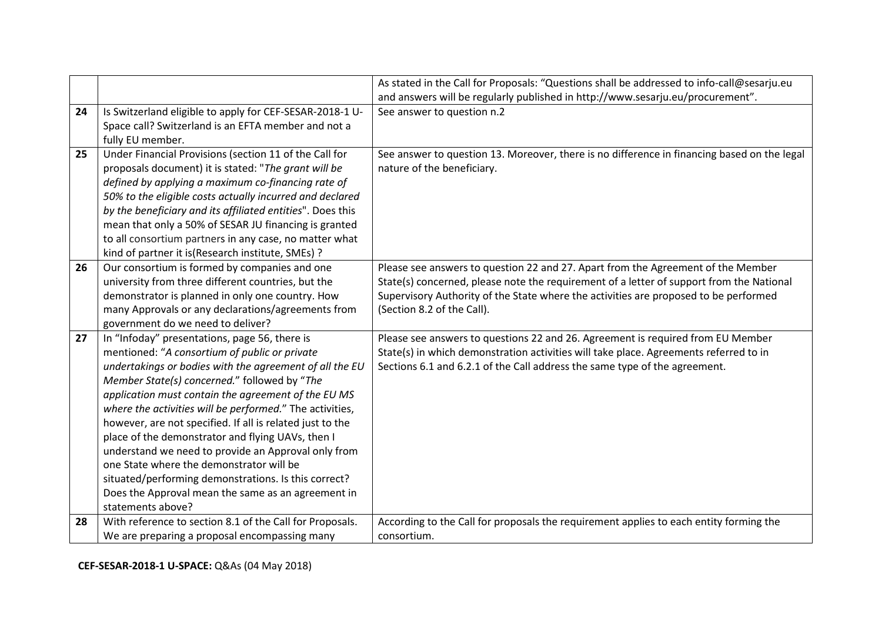| | | |
|---|---|---|
| | | As stated in the Call for Proposals: "Questions shall be addressed to info-call@sesarju.eu and answers will be regularly published in http://www.sesarju.eu/procurement". |
| 24 | Is Switzerland eligible to apply for CEF-SESAR-2018-1 U-Space call? Switzerland is an EFTA member and not a fully EU member. | See answer to question n.2 |
| 25 | Under Financial Provisions (section 11 of the Call for proposals document) it is stated: "*The grant will be defined by applying a maximum co-financing rate of 50% to the eligible costs actually incurred and declared by the beneficiary and its affiliated entities*". Does this mean that only a 50% of SESAR JU financing is granted to all consortium partners in any case, no matter what kind of partner it is(Research institute, SMEs) ? | See answer to question 13. Moreover, there is no difference in financing based on the legal nature of the beneficiary. |
| 26 | Our consortium is formed by companies and one university from three different countries, but the demonstrator is planned in only one country. How many Approvals or any declarations/agreements from government do we need to deliver? | Please see answers to question 22 and 27. Apart from the Agreement of the Member State(s) concerned, please note the requirement of a letter of support from the National Supervisory Authority of the State where the activities are proposed to be performed (Section 8.2 of the Call). |
| 27 | In "Infoday" presentations, page 56, there is mentioned: "*A consortium of public or private undertakings or bodies with the agreement of all the EU Member State(s) concerned.*" followed by "*The application must contain the agreement of the EU MS where the activities will be performed.*" The activities, however, are not specified. If all is related just to the place of the demonstrator and flying UAVs, then I understand we need to provide an Approval only from one State where the demonstrator will be situated/performing demonstrations. Is this correct? Does the Approval mean the same as an agreement in statements above? | Please see answers to questions 22 and 26. Agreement is required from EU Member State(s) in which demonstration activities will take place. Agreements referred to in Sections 6.1 and 6.2.1 of the Call address the same type of the agreement. |
| 28 | With reference to section 8.1 of the Call for Proposals. We are preparing a proposal encompassing many | According to the Call for proposals the requirement applies to each entity forming the consortium. |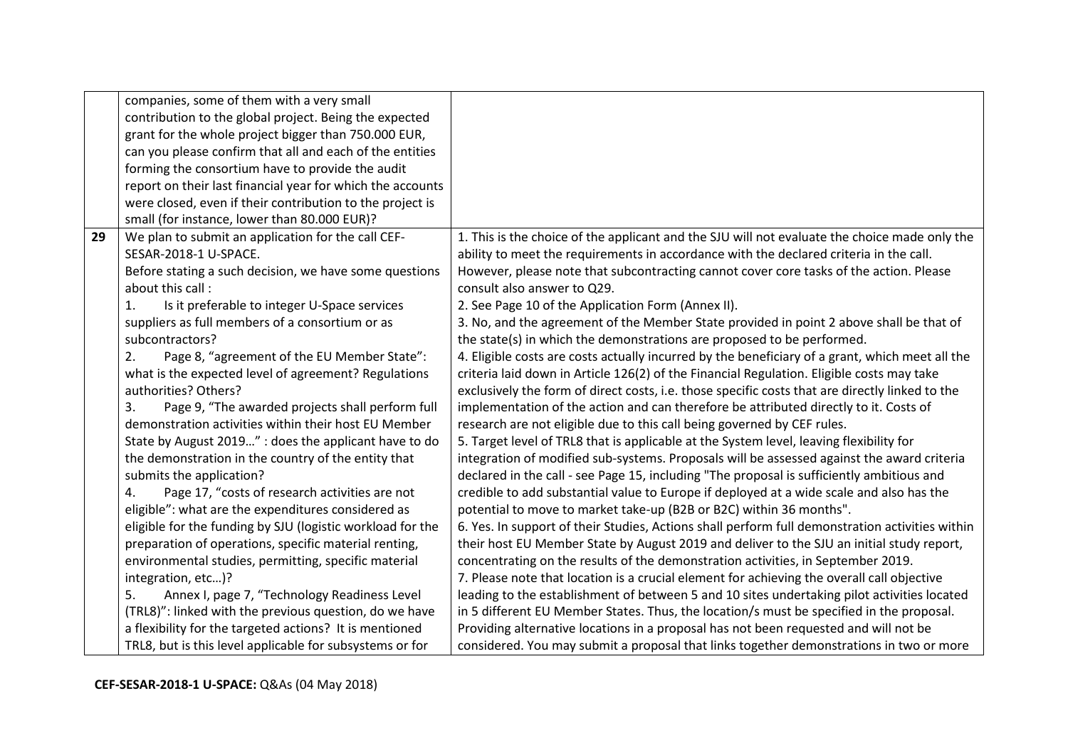|  |  |  |
|---|---|---|
|  | companies, some of them with a very small contribution to the global project. Being the expected grant for the whole project bigger than 750.000 EUR, can you please confirm that all and each of the entities forming the consortium have to provide the audit report on their last financial year for which the accounts were closed, even if their contribution to the project is small (for instance, lower than 80.000 EUR)? |  |
| **29** | We plan to submit an application for the call CEF-SESAR-2018-1 U-SPACE.<br>Before stating a such decision, we have some questions about this call :<br>1. Is it preferable to integer U-Space services suppliers as full members of a consortium or as subcontractors?<br>2. Page 8, "agreement of the EU Member State": what is the expected level of agreement? Regulations authorities? Others?<br>3. Page 9, "The awarded projects shall perform full demonstration activities within their host EU Member State by August 2019…" : does the applicant have to do the demonstration in the country of the entity that submits the application?<br>4. Page 17, "costs of research activities are not eligible": what are the expenditures considered as eligible for the funding by SJU (logistic workload for the preparation of operations, specific material renting, environmental studies, permitting, specific material integration, etc…)?<br>5. Annex I, page 7, "Technology Readiness Level (TRL8)": linked with the previous question, do we have a flexibility for the targeted actions? It is mentioned TRL8, but is this level applicable for subsystems or for | 1. This is the choice of the applicant and the SJU will not evaluate the choice made only the ability to meet the requirements in accordance with the declared criteria in the call. However, please note that subcontracting cannot cover core tasks of the action. Please consult also answer to Q29.<br>2. See Page 10 of the Application Form (Annex II).<br>3. No, and the agreement of the Member State provided in point 2 above shall be that of the state(s) in which the demonstrations are proposed to be performed.<br>4. Eligible costs are costs actually incurred by the beneficiary of a grant, which meet all the criteria laid down in Article 126(2) of the Financial Regulation. Eligible costs may take exclusively the form of direct costs, i.e. those specific costs that are directly linked to the implementation of the action and can therefore be attributed directly to it. Costs of research are not eligible due to this call being governed by CEF rules.<br>5. Target level of TRL8 that is applicable at the System level, leaving flexibility for integration of modified sub-systems. Proposals will be assessed against the award criteria declared in the call - see Page 15, including "The proposal is sufficiently ambitious and credible to add substantial value to Europe if deployed at a wide scale and also has the potential to move to market take-up (B2B or B2C) within 36 months".<br>6. Yes. In support of their Studies, Actions shall perform full demonstration activities within their host EU Member State by August 2019 and deliver to the SJU an initial study report, concentrating on the results of the demonstration activities, in September 2019.<br>7. Please note that location is a crucial element for achieving the overall call objective leading to the establishment of between 5 and 10 sites undertaking pilot activities located in 5 different EU Member States. Thus, the location/s must be specified in the proposal. Providing alternative locations in a proposal has not been requested and will not be considered. You may submit a proposal that links together demonstrations in two or more |

**CEF-SESAR-2018-1 U-SPACE:** Q&As (04 May 2018)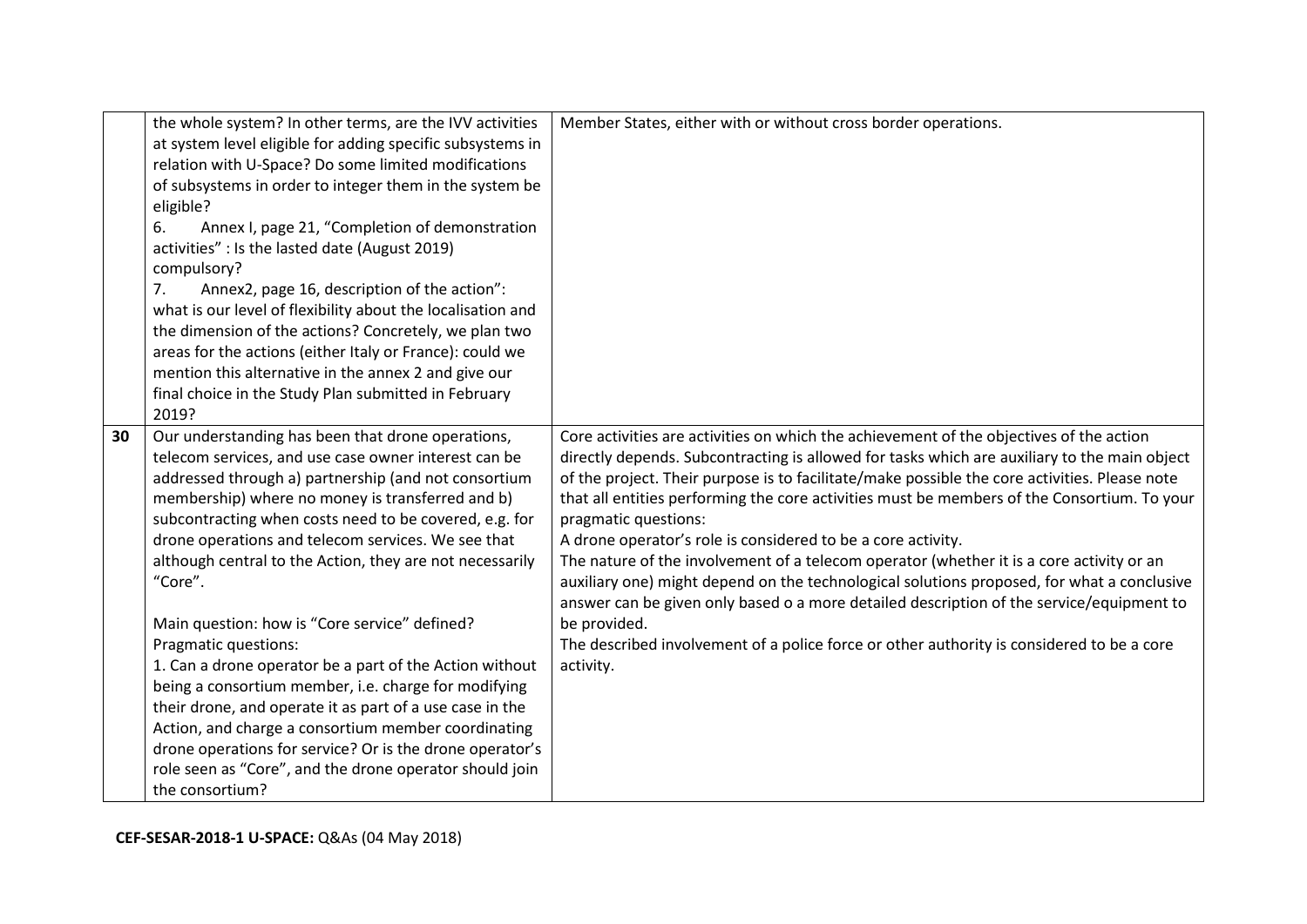| | | |
|---|---|---|
| | the whole system? In other terms, are the IVV activities at system level eligible for adding specific subsystems in relation with U-Space? Do some limited modifications of subsystems in order to integer them in the system be eligible?<br>6. Annex I, page 21, "Completion of demonstration activities" : Is the lasted date (August 2019) compulsory?<br>7. Annex2, page 16, description of the action": what is our level of flexibility about the localisation and the dimension of the actions? Concretely, we plan two areas for the actions (either Italy or France): could we mention this alternative in the annex 2 and give our final choice in the Study Plan submitted in February 2019? | Member States, either with or without cross border operations. |
| **30** | Our understanding has been that drone operations, telecom services, and use case owner interest can be addressed through a) partnership (and not consortium membership) where no money is transferred and b) subcontracting when costs need to be covered, e.g. for drone operations and telecom services. We see that although central to the Action, they are not necessarily "Core".<br><br>Main question: how is "Core service" defined?<br>Pragmatic questions:<br>1. Can a drone operator be a part of the Action without being a consortium member, i.e. charge for modifying their drone, and operate it as part of a use case in the Action, and charge a consortium member coordinating drone operations for service? Or is the drone operator's role seen as "Core", and the drone operator should join the consortium? | Core activities are activities on which the achievement of the objectives of the action directly depends. Subcontracting is allowed for tasks which are auxiliary to the main object of the project. Their purpose is to facilitate/make possible the core activities. Please note that all entities performing the core activities must be members of the Consortium. To your pragmatic questions:<br>A drone operator's role is considered to be a core activity.<br>The nature of the involvement of a telecom operator (whether it is a core activity or an auxiliary one) might depend on the technological solutions proposed, for what a conclusive answer can be given only based o a more detailed description of the service/equipment to be provided.<br>The described involvement of a police force or other authority is considered to be a core activity. |

**CEF-SESAR-2018-1 U-SPACE:** Q&As (04 May 2018)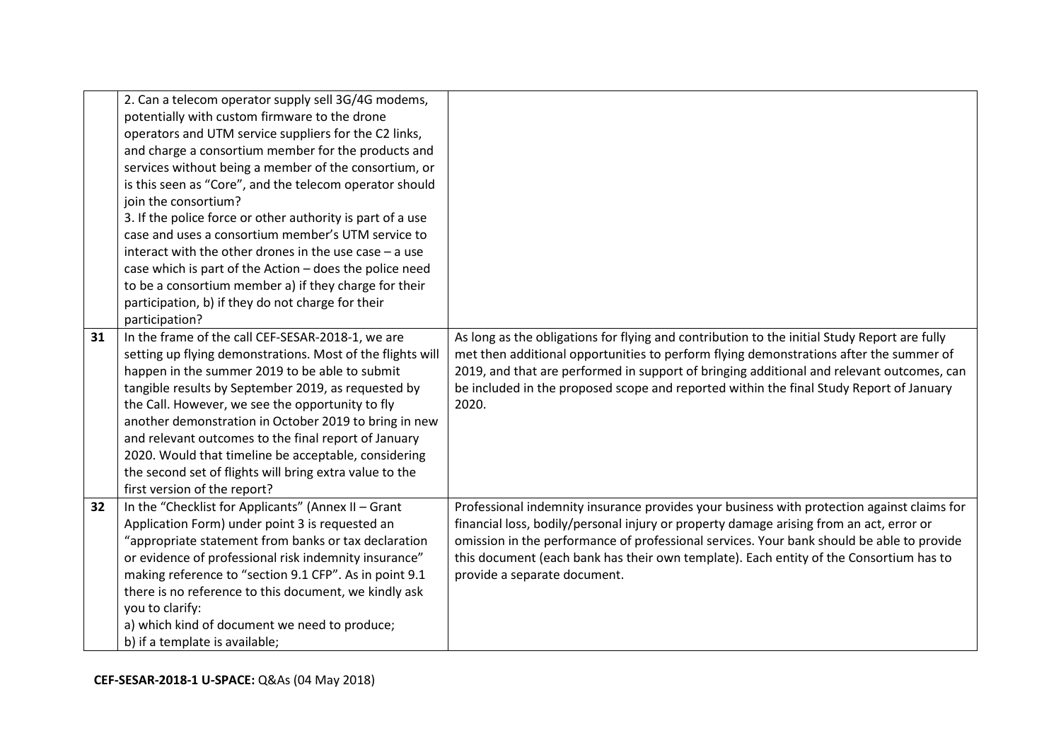|  |  |  |
|---|---|---|
|  | 2. Can a telecom operator supply sell 3G/4G modems, potentially with custom firmware to the drone operators and UTM service suppliers for the C2 links, and charge a consortium member for the products and services without being a member of the consortium, or is this seen as "Core", and the telecom operator should join the consortium?<br>3. If the police force or other authority is part of a use case and uses a consortium member's UTM service to interact with the other drones in the use case – a use case which is part of the Action – does the police need to be a consortium member a) if they charge for their participation, b) if they do not charge for their participation? |  |
| **31** | In the frame of the call CEF-SESAR-2018-1, we are setting up flying demonstrations. Most of the flights will happen in the summer 2019 to be able to submit tangible results by September 2019, as requested by the Call. However, we see the opportunity to fly another demonstration in October 2019 to bring in new and relevant outcomes to the final report of January 2020. Would that timeline be acceptable, considering the second set of flights will bring extra value to the first version of the report? | As long as the obligations for flying and contribution to the initial Study Report are fully met then additional opportunities to perform flying demonstrations after the summer of 2019, and that are performed in support of bringing additional and relevant outcomes, can be included in the proposed scope and reported within the final Study Report of January 2020. |
| **32** | In the "Checklist for Applicants" (Annex II – Grant Application Form) under point 3 is requested an "appropriate statement from banks or tax declaration or evidence of professional risk indemnity insurance" making reference to "section 9.1 CFP". As in point 9.1 there is no reference to this document, we kindly ask you to clarify:<br>a) which kind of document we need to produce;<br>b) if a template is available; | Professional indemnity insurance provides your business with protection against claims for financial loss, bodily/personal injury or property damage arising from an act, error or omission in the performance of professional services. Your bank should be able to provide this document (each bank has their own template). Each entity of the Consortium has to provide a separate document. |

**CEF-SESAR-2018-1 U-SPACE:** Q&As (04 May 2018)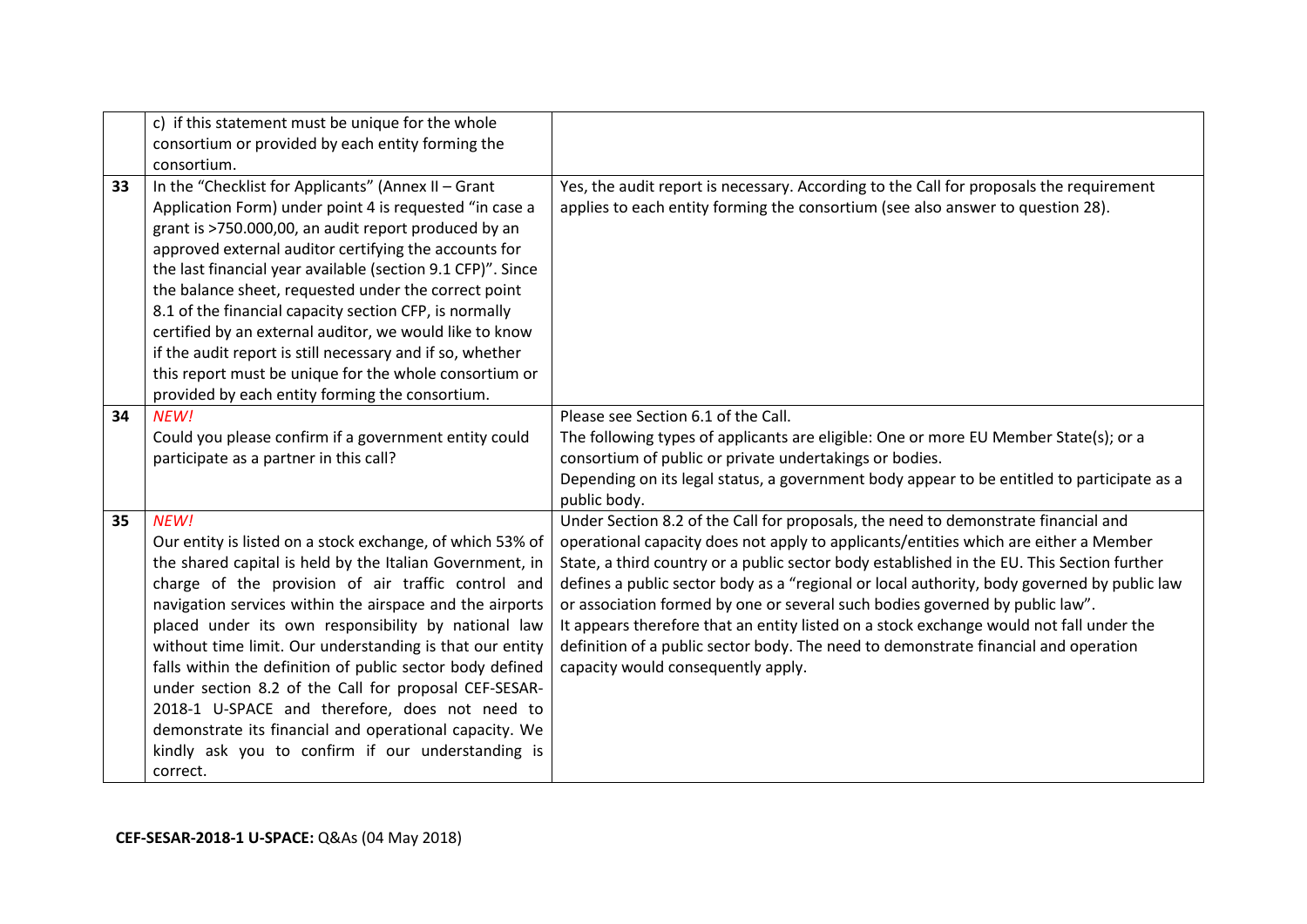| | | |
|---|---|---|
| | c) if this statement must be unique for the whole consortium or provided by each entity forming the consortium. | |
| 33 | In the "Checklist for Applicants" (Annex II – Grant Application Form) under point 4 is requested "in case a grant is >750.000,00, an audit report produced by an approved external auditor certifying the accounts for the last financial year available (section 9.1 CFP)". Since the balance sheet, requested under the correct point 8.1 of the financial capacity section CFP, is normally certified by an external auditor, we would like to know if the audit report is still necessary and if so, whether this report must be unique for the whole consortium or provided by each entity forming the consortium. | Yes, the audit report is necessary. According to the Call for proposals the requirement applies to each entity forming the consortium (see also answer to question 28). |
| 34 | *NEW!*<br>Could you please confirm if a government entity could participate as a partner in this call? | Please see Section 6.1 of the Call.<br>The following types of applicants are eligible: One or more EU Member State(s); or a consortium of public or private undertakings or bodies.<br>Depending on its legal status, a government body appear to be entitled to participate as a public body. |
| 35 | *NEW!*<br>Our entity is listed on a stock exchange, of which 53% of the shared capital is held by the Italian Government, in charge of the provision of air traffic control and navigation services within the airspace and the airports placed under its own responsibility by national law without time limit. Our understanding is that our entity falls within the definition of public sector body defined under section 8.2 of the Call for proposal CEF-SESAR-2018-1 U-SPACE and therefore, does not need to demonstrate its financial and operational capacity. We kindly ask you to confirm if our understanding is correct. | Under Section 8.2 of the Call for proposals, the need to demonstrate financial and operational capacity does not apply to applicants/entities which are either a Member State, a third country or a public sector body established in the EU. This Section further defines a public sector body as a "regional or local authority, body governed by public law or association formed by one or several such bodies governed by public law".<br>It appears therefore that an entity listed on a stock exchange would not fall under the definition of a public sector body. The need to demonstrate financial and operation capacity would consequently apply. |

**CEF-SESAR-2018-1 U-SPACE:** Q&As (04 May 2018)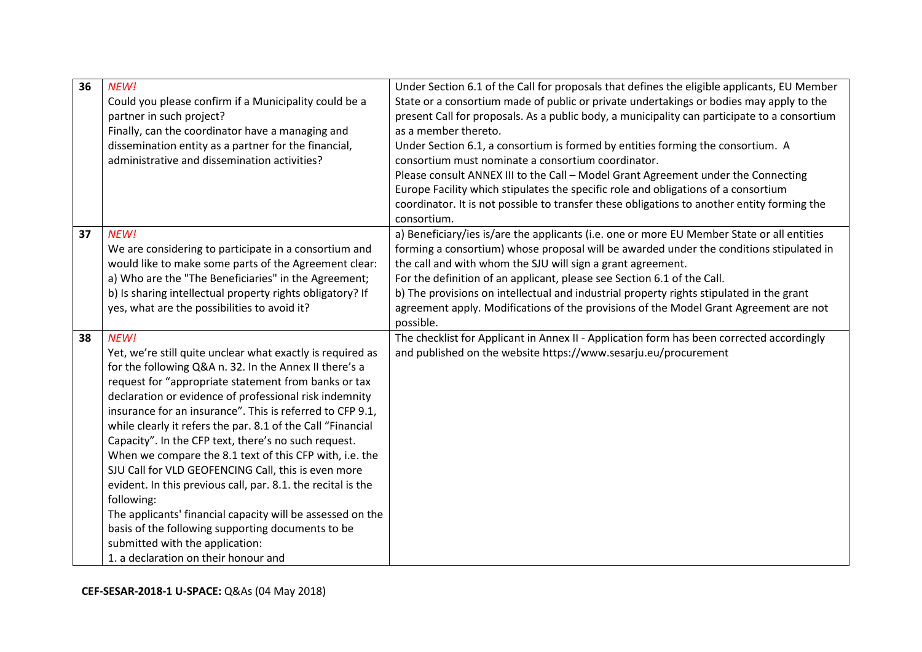| | | |
|---|---|---|
| 36 | *NEW!*<br>Could you please confirm if a Municipality could be a partner in such project?<br>Finally, can the coordinator have a managing and dissemination entity as a partner for the financial, administrative and dissemination activities? | Under Section 6.1 of the Call for proposals that defines the eligible applicants, EU Member State or a consortium made of public or private undertakings or bodies may apply to the present Call for proposals. As a public body, a municipality can participate to a consortium as a member thereto.<br>Under Section 6.1, a consortium is formed by entities forming the consortium. A consortium must nominate a consortium coordinator.<br>Please consult ANNEX III to the Call – Model Grant Agreement under the Connecting Europe Facility which stipulates the specific role and obligations of a consortium coordinator. It is not possible to transfer these obligations to another entity forming the consortium. |
| 37 | *NEW!*<br>We are considering to participate in a consortium and would like to make some parts of the Agreement clear:<br>a) Who are the "The Beneficiaries" in the Agreement;<br>b) Is sharing intellectual property rights obligatory? If yes, what are the possibilities to avoid it? | a) Beneficiary/ies is/are the applicants (i.e. one or more EU Member State or all entities forming a consortium) whose proposal will be awarded under the conditions stipulated in the call and with whom the SJU will sign a grant agreement.<br>For the definition of an applicant, please see Section 6.1 of the Call.<br>b) The provisions on intellectual and industrial property rights stipulated in the grant agreement apply. Modifications of the provisions of the Model Grant Agreement are not possible. |
| 38 | *NEW!*<br>Yet, we're still quite unclear what exactly is required as for the following Q&A n. 32. In the Annex II there's a request for "appropriate statement from banks or tax declaration or evidence of professional risk indemnity insurance for an insurance". This is referred to CFP 9.1, while clearly it refers the par. 8.1 of the Call "Financial Capacity". In the CFP text, there's no such request.<br>When we compare the 8.1 text of this CFP with, i.e. the SJU Call for VLD GEOFENCING Call, this is even more evident. In this previous call, par. 8.1. the recital is the following:<br>The applicants' financial capacity will be assessed on the basis of the following supporting documents to be submitted with the application:<br>1. a declaration on their honour and | The checklist for Applicant in Annex II - Application form has been corrected accordingly and published on the website https://www.sesarju.eu/procurement |

**CEF-SESAR-2018-1 U-SPACE:** Q&As (04 May 2018)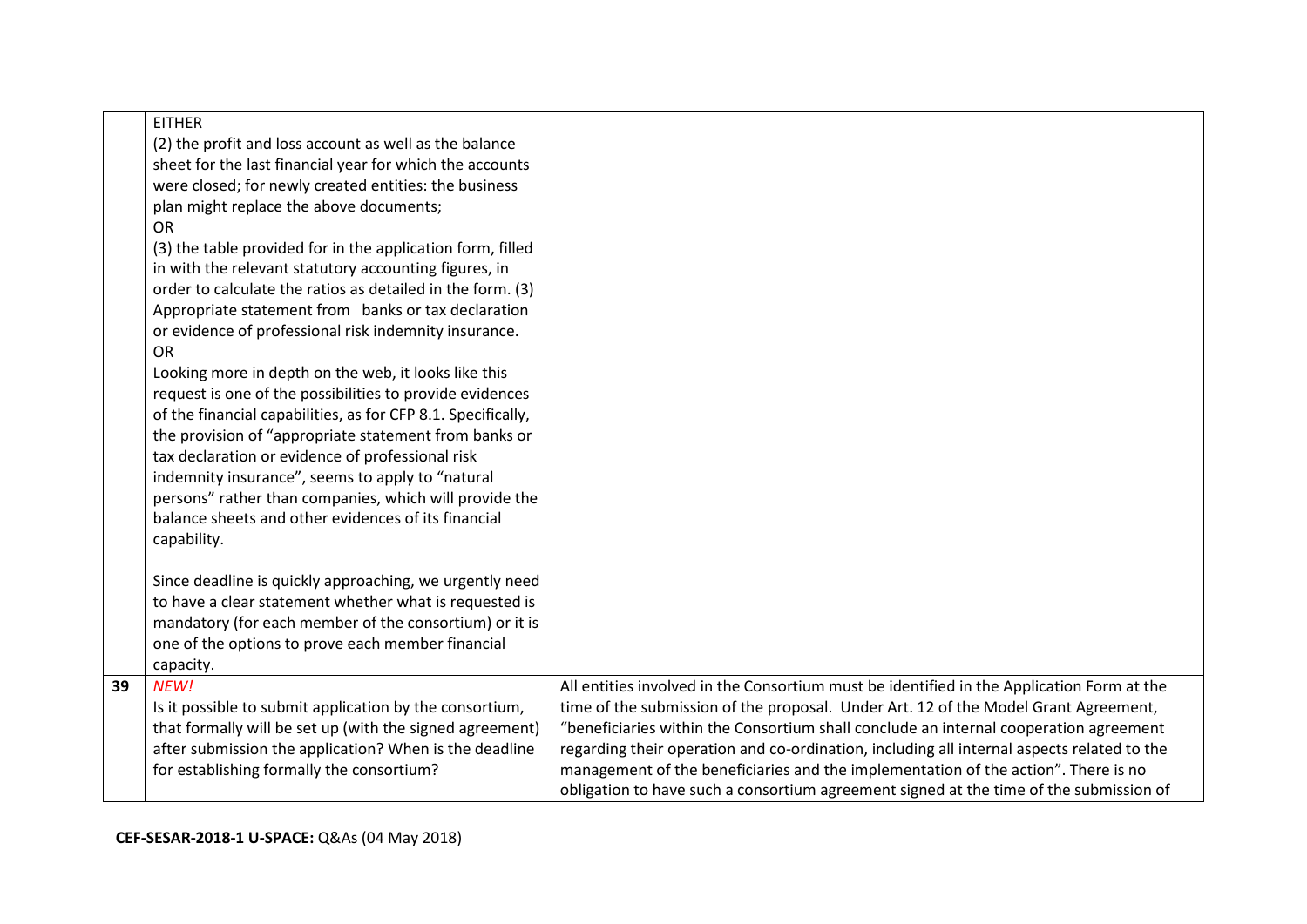| | | |
|---|---|---|
| | EITHER<br>(2) the profit and loss account as well as the balance sheet for the last financial year for which the accounts were closed; for newly created entities: the business plan might replace the above documents;<br>OR<br>(3) the table provided for in the application form, filled in with the relevant statutory accounting figures, in order to calculate the ratios as detailed in the form. (3) Appropriate statement from banks or tax declaration or evidence of professional risk indemnity insurance.<br>OR<br>Looking more in depth on the web, it looks like this request is one of the possibilities to provide evidences of the financial capabilities, as for CFP 8.1. Specifically, the provision of "appropriate statement from banks or tax declaration or evidence of professional risk indemnity insurance", seems to apply to "natural persons" rather than companies, which will provide the balance sheets and other evidences of its financial capability.<br><br>Since deadline is quickly approaching, we urgently need to have a clear statement whether what is requested is mandatory (for each member of the consortium) or it is one of the options to prove each member financial capacity. | |
| **39** | *NEW!*<br>Is it possible to submit application by the consortium, that formally will be set up (with the signed agreement) after submission the application? When is the deadline for establishing formally the consortium? | All entities involved in the Consortium must be identified in the Application Form at the time of the submission of the proposal. Under Art. 12 of the Model Grant Agreement, "beneficiaries within the Consortium shall conclude an internal cooperation agreement regarding their operation and co-ordination, including all internal aspects related to the management of the beneficiaries and the implementation of the action". There is no obligation to have such a consortium agreement signed at the time of the submission of |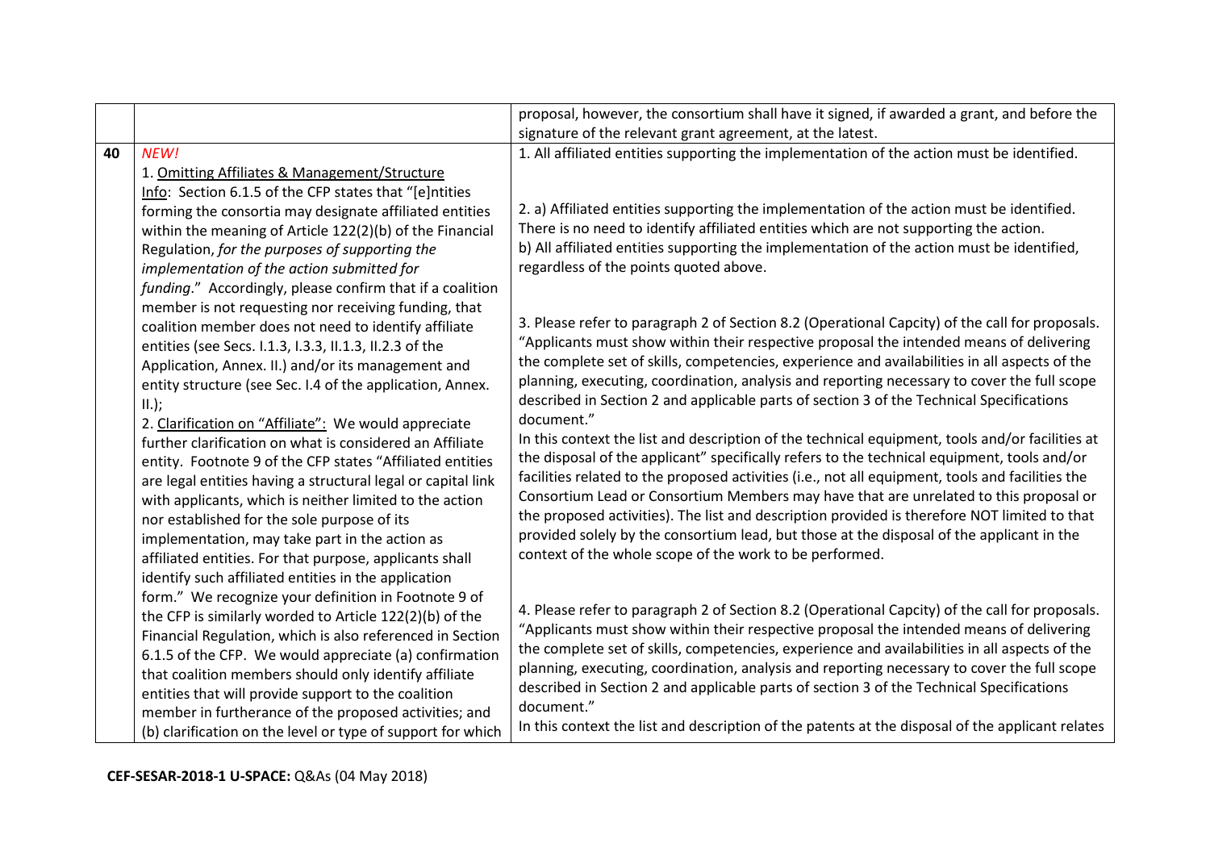|  |  |  |
|---|---|---|
|  |  | proposal, however, the consortium shall have it signed, if awarded a grant, and before the signature of the relevant grant agreement, at the latest. |
| 40 | *NEW!*<br>1. Omitting Affiliates & Management/Structure Info: Section 6.1.5 of the CFP states that "[e]ntities forming the consortia may designate affiliated entities within the meaning of Article 122(2)(b) of the Financial Regulation, *for the purposes of supporting the implementation of the action submitted for funding*." Accordingly, please confirm that if a coalition member is not requesting nor receiving funding, that coalition member does not need to identify affiliate entities (see Secs. I.1.3, I.3.3, II.1.3, II.2.3 of the Application, Annex. II.) and/or its management and entity structure (see Sec. I.4 of the application, Annex. II.);<br>2. Clarification on "Affiliate": We would appreciate further clarification on what is considered an Affiliate entity. Footnote 9 of the CFP states "Affiliated entities are legal entities having a structural legal or capital link with applicants, which is neither limited to the action nor established for the sole purpose of its implementation, may take part in the action as affiliated entities. For that purpose, applicants shall identify such affiliated entities in the application form." We recognize your definition in Footnote 9 of the CFP is similarly worded to Article 122(2)(b) of the Financial Regulation, which is also referenced in Section 6.1.5 of the CFP. We would appreciate (a) confirmation that coalition members should only identify affiliate entities that will provide support to the coalition member in furtherance of the proposed activities; and (b) clarification on the level or type of support for which | 1. All affiliated entities supporting the implementation of the action must be identified.<br><br>2. a) Affiliated entities supporting the implementation of the action must be identified. There is no need to identify affiliated entities which are not supporting the action.<br>b) All affiliated entities supporting the implementation of the action must be identified, regardless of the points quoted above.<br><br>3. Please refer to paragraph 2 of Section 8.2 (Operational Capcity) of the call for proposals. "Applicants must show within their respective proposal the intended means of delivering the complete set of skills, competencies, experience and availabilities in all aspects of the planning, executing, coordination, analysis and reporting necessary to cover the full scope described in Section 2 and applicable parts of section 3 of the Technical Specifications document."<br>In this context the list and description of the technical equipment, tools and/or facilities at the disposal of the applicant" specifically refers to the technical equipment, tools and/or facilities related to the proposed activities (i.e., not all equipment, tools and facilities the Consortium Lead or Consortium Members may have that are unrelated to this proposal or the proposed activities). The list and description provided is therefore NOT limited to that provided solely by the consortium lead, but those at the disposal of the applicant in the context of the whole scope of the work to be performed.<br><br>4. Please refer to paragraph 2 of Section 8.2 (Operational Capcity) of the call for proposals. "Applicants must show within their respective proposal the intended means of delivering the complete set of skills, competencies, experience and availabilities in all aspects of the planning, executing, coordination, analysis and reporting necessary to cover the full scope described in Section 2 and applicable parts of section 3 of the Technical Specifications document."<br>In this context the list and description of the patents at the disposal of the applicant relates |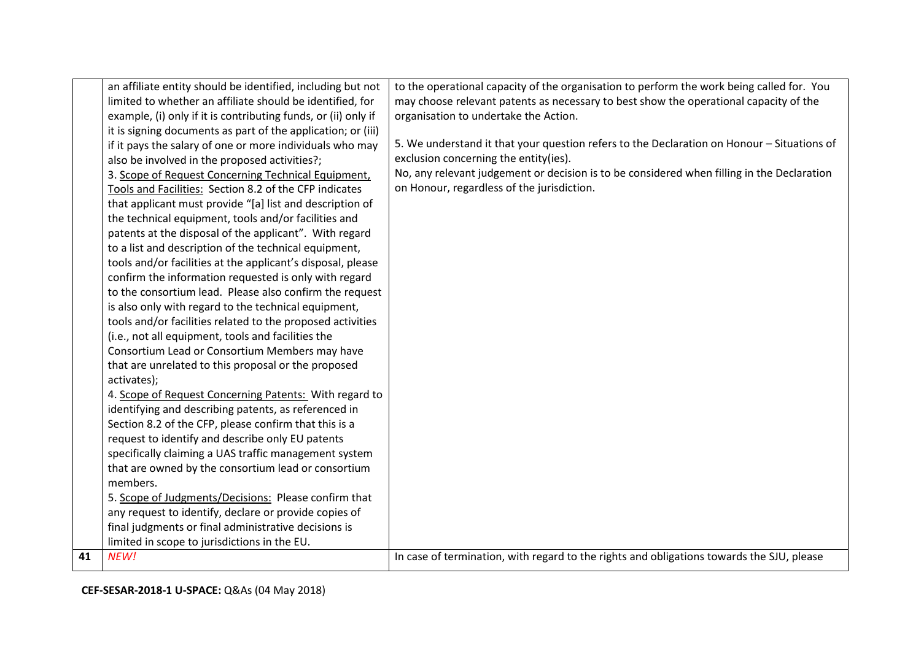| | | |
|---|---|---|
| | an affiliate entity should be identified, including but not limited to whether an affiliate should be identified, for example, (i) only if it is contributing funds, or (ii) only if it is signing documents as part of the application; or (iii) if it pays the salary of one or more individuals who may also be involved in the proposed activities?;<br>3. Scope of Request Concerning Technical Equipment, Tools and Facilities: Section 8.2 of the CFP indicates that applicant must provide "[a] list and description of the technical equipment, tools and/or facilities and patents at the disposal of the applicant". With regard to a list and description of the technical equipment, tools and/or facilities at the applicant's disposal, please confirm the information requested is only with regard to the consortium lead. Please also confirm the request is also only with regard to the technical equipment, tools and/or facilities related to the proposed activities (i.e., not all equipment, tools and facilities the Consortium Lead or Consortium Members may have that are unrelated to this proposal or the proposed activates);<br>4. Scope of Request Concerning Patents: With regard to identifying and describing patents, as referenced in Section 8.2 of the CFP, please confirm that this is a request to identify and describe only EU patents specifically claiming a UAS traffic management system that are owned by the consortium lead or consortium members.<br>5. Scope of Judgments/Decisions: Please confirm that any request to identify, declare or provide copies of final judgments or final administrative decisions is limited in scope to jurisdictions in the EU. | to the operational capacity of the organisation to perform the work being called for. You may choose relevant patents as necessary to best show the operational capacity of the organisation to undertake the Action.<br><br>5. We understand it that your question refers to the Declaration on Honour – Situations of exclusion concerning the entity(ies).<br>No, any relevant judgement or decision is to be considered when filling in the Declaration on Honour, regardless of the jurisdiction. |
| **41** | *NEW!* | In case of termination, with regard to the rights and obligations towards the SJU, please |

**CEF-SESAR-2018-1 U-SPACE:** Q&As (04 May 2018)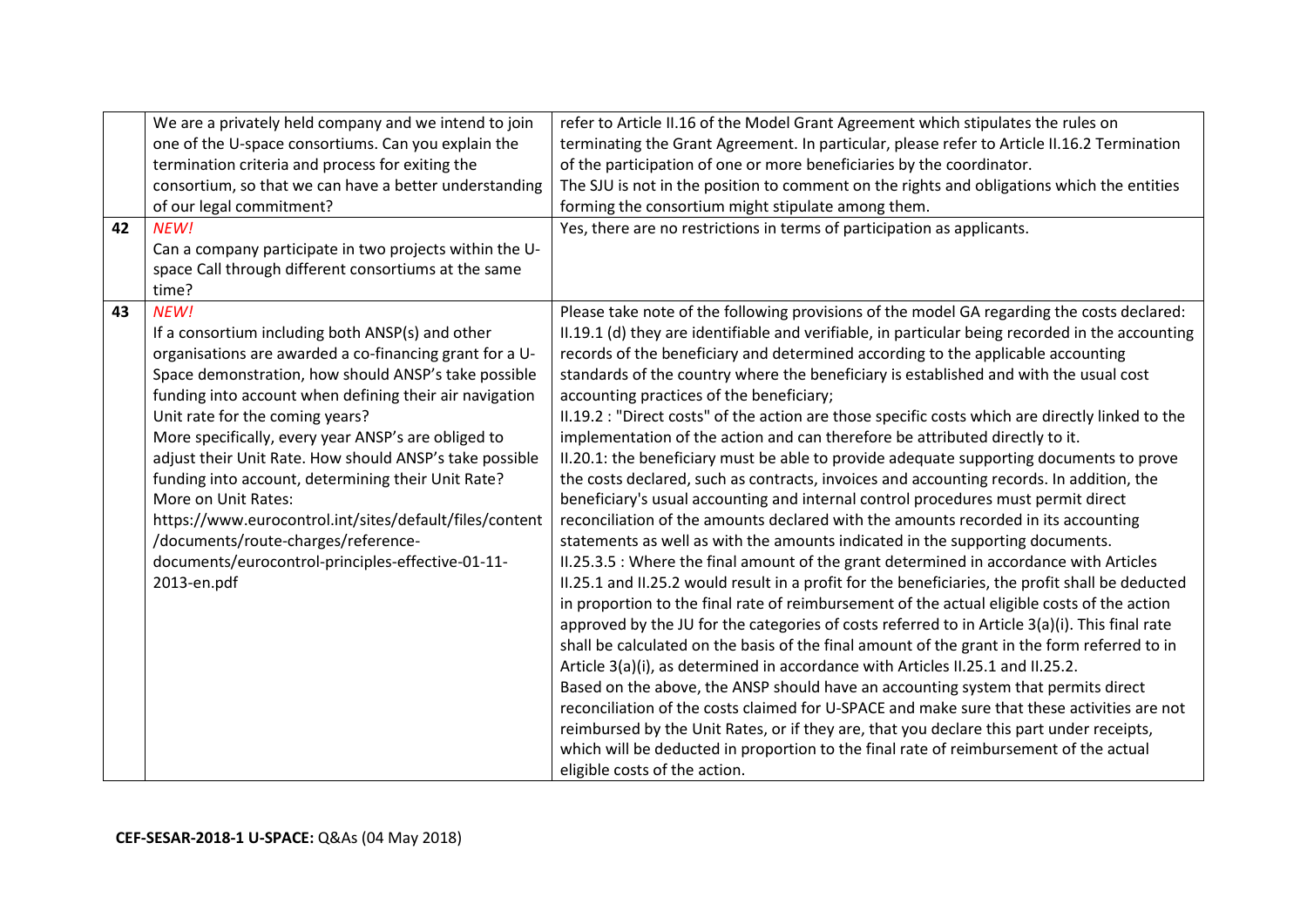| | | |
|---|---|---|
| | We are a privately held company and we intend to join one of the U-space consortiums. Can you explain the termination criteria and process for exiting the consortium, so that we can have a better understanding of our legal commitment? | refer to Article II.16 of the Model Grant Agreement which stipulates the rules on terminating the Grant Agreement. In particular, please refer to Article II.16.2 Termination of the participation of one or more beneficiaries by the coordinator.<br>The SJU is not in the position to comment on the rights and obligations which the entities forming the consortium might stipulate among them. |
| 42 | *NEW!*<br>Can a company participate in two projects within the U-space Call through different consortiums at the same time? | Yes, there are no restrictions in terms of participation as applicants. |
| 43 | *NEW!*<br>If a consortium including both ANSP(s) and other organisations are awarded a co-financing grant for a U-Space demonstration, how should ANSP's take possible funding into account when defining their air navigation Unit rate for the coming years?<br>More specifically, every year ANSP's are obliged to adjust their Unit Rate. How should ANSP's take possible funding into account, determining their Unit Rate?<br>More on Unit Rates:<br>https://www.eurocontrol.int/sites/default/files/content/documents/route-charges/reference-documents/eurocontrol-principles-effective-01-11-2013-en.pdf | Please take note of the following provisions of the model GA regarding the costs declared:<br>II.19.1 (d) they are identifiable and verifiable, in particular being recorded in the accounting records of the beneficiary and determined according to the applicable accounting standards of the country where the beneficiary is established and with the usual cost accounting practices of the beneficiary;<br>II.19.2 : "Direct costs" of the action are those specific costs which are directly linked to the implementation of the action and can therefore be attributed directly to it.<br>II.20.1: the beneficiary must be able to provide adequate supporting documents to prove the costs declared, such as contracts, invoices and accounting records. In addition, the beneficiary's usual accounting and internal control procedures must permit direct reconciliation of the amounts declared with the amounts recorded in its accounting statements as well as with the amounts indicated in the supporting documents.<br>II.25.3.5 : Where the final amount of the grant determined in accordance with Articles II.25.1 and II.25.2 would result in a profit for the beneficiaries, the profit shall be deducted in proportion to the final rate of reimbursement of the actual eligible costs of the action approved by the JU for the categories of costs referred to in Article 3(a)(i). This final rate shall be calculated on the basis of the final amount of the grant in the form referred to in Article 3(a)(i), as determined in accordance with Articles II.25.1 and II.25.2.<br>Based on the above, the ANSP should have an accounting system that permits direct reconciliation of the costs claimed for U-SPACE and make sure that these activities are not reimbursed by the Unit Rates, or if they are, that you declare this part under receipts, which will be deducted in proportion to the final rate of reimbursement of the actual eligible costs of the action. |

**CEF-SESAR-2018-1 U-SPACE:** Q&As (04 May 2018)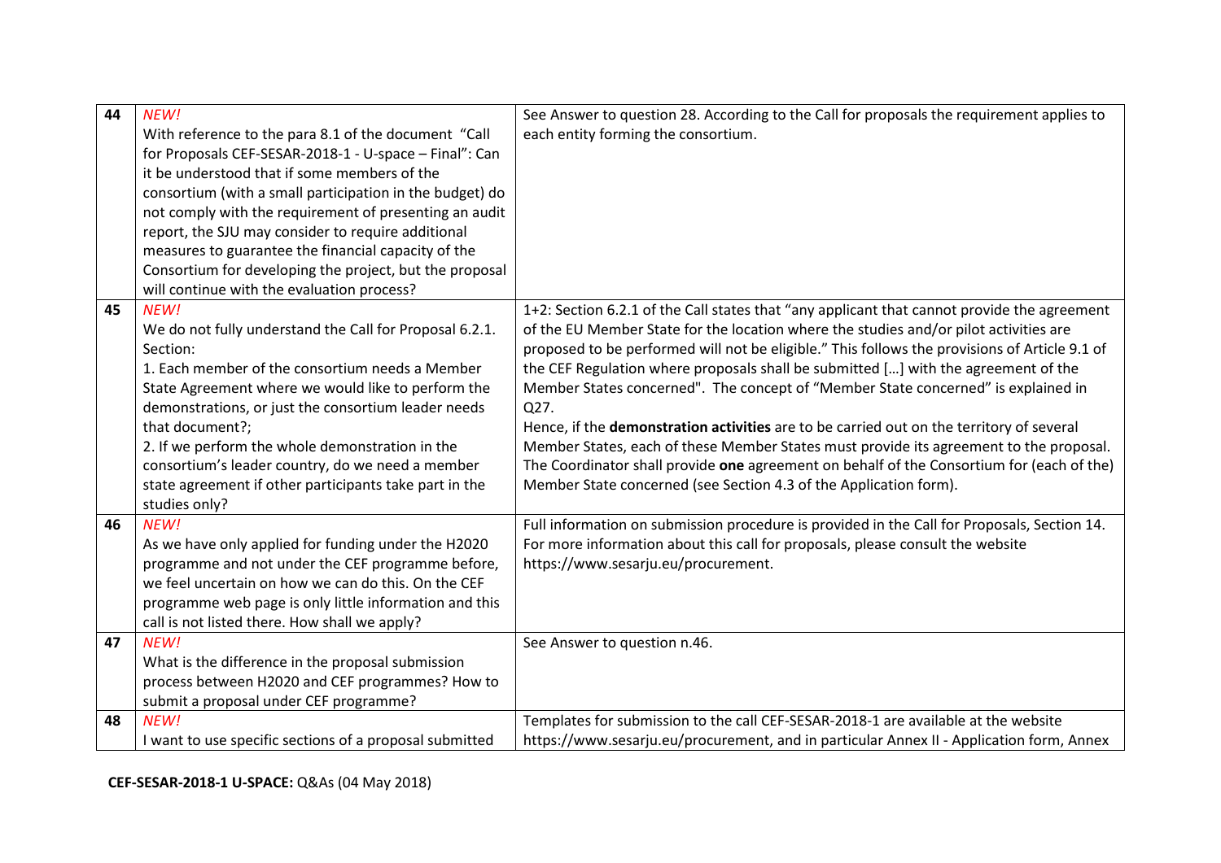| | | |
|---|---|---|
| 44 | *NEW!*<br>With reference to the para 8.1 of the document "Call for Proposals CEF-SESAR-2018-1 - U-space – Final": Can it be understood that if some members of the consortium (with a small participation in the budget) do not comply with the requirement of presenting an audit report, the SJU may consider to require additional measures to guarantee the financial capacity of the Consortium for developing the project, but the proposal will continue with the evaluation process? | See Answer to question 28. According to the Call for proposals the requirement applies to each entity forming the consortium. |
| 45 | *NEW!*<br>We do not fully understand the Call for Proposal 6.2.1. Section:<br>1. Each member of the consortium needs a Member State Agreement where we would like to perform the demonstrations, or just the consortium leader needs that document?;<br>2. If we perform the whole demonstration in the consortium's leader country, do we need a member state agreement if other participants take part in the studies only? | 1+2: Section 6.2.1 of the Call states that "any applicant that cannot provide the agreement of the EU Member State for the location where the studies and/or pilot activities are proposed to be performed will not be eligible." This follows the provisions of Article 9.1 of the CEF Regulation where proposals shall be submitted […] with the agreement of the Member States concerned". The concept of "Member State concerned" is explained in Q27.<br>Hence, if the **demonstration activities** are to be carried out on the territory of several Member States, each of these Member States must provide its agreement to the proposal. The Coordinator shall provide **one** agreement on behalf of the Consortium for (each of the) Member State concerned (see Section 4.3 of the Application form). |
| 46 | *NEW!*<br>As we have only applied for funding under the H2020 programme and not under the CEF programme before, we feel uncertain on how we can do this. On the CEF programme web page is only little information and this call is not listed there. How shall we apply? | Full information on submission procedure is provided in the Call for Proposals, Section 14. For more information about this call for proposals, please consult the website https://www.sesarju.eu/procurement. |
| 47 | *NEW!*<br>What is the difference in the proposal submission process between H2020 and CEF programmes? How to submit a proposal under CEF programme? | See Answer to question n.46. |
| 48 | *NEW!*<br>I want to use specific sections of a proposal submitted | Templates for submission to the call CEF-SESAR-2018-1 are available at the website https://www.sesarju.eu/procurement, and in particular Annex II - Application form, Annex |

**CEF-SESAR-2018-1 U-SPACE:** Q&As (04 May 2018)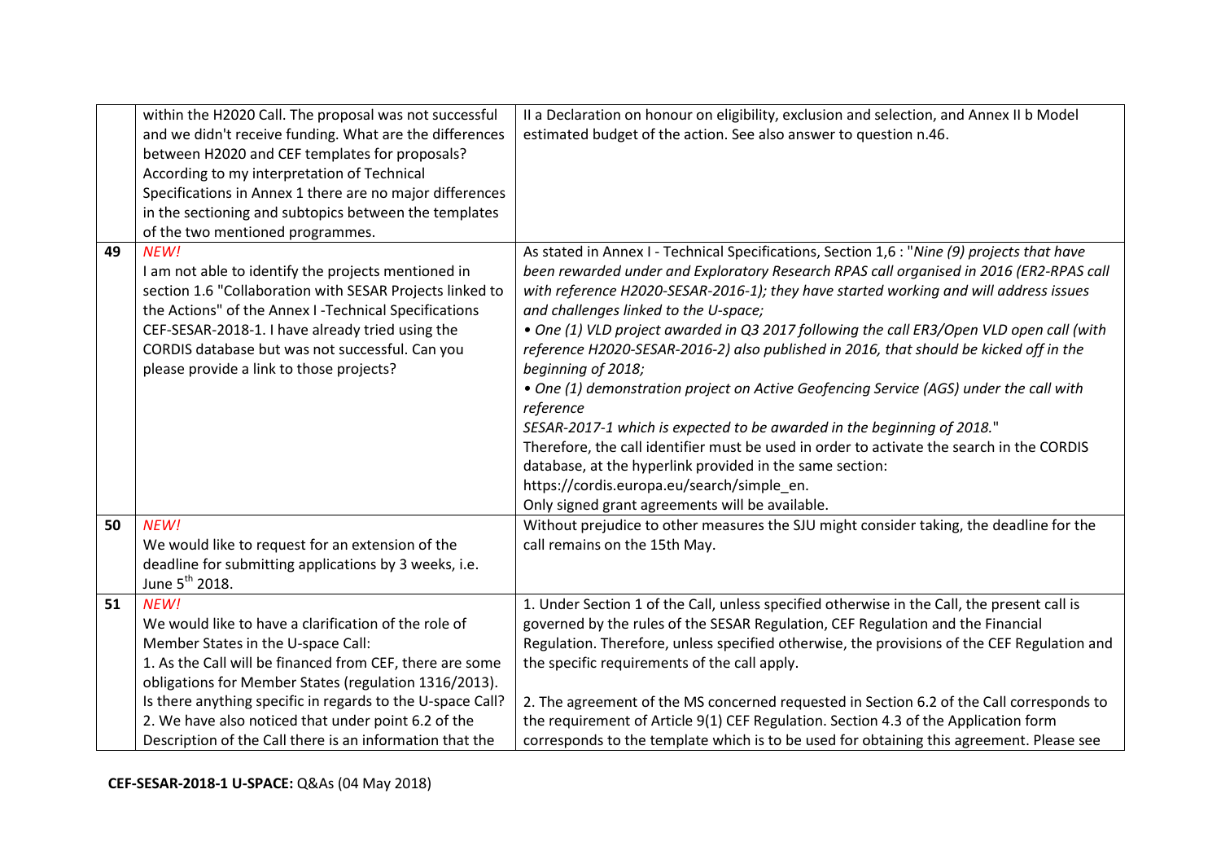| | | |
|---|---|---|
| | within the H2020 Call. The proposal was not successful and we didn't receive funding. What are the differences between H2020 and CEF templates for proposals? According to my interpretation of Technical Specifications in Annex 1 there are no major differences in the sectioning and subtopics between the templates of the two mentioned programmes. | II a Declaration on honour on eligibility, exclusion and selection, and Annex II b Model estimated budget of the action. See also answer to question n.46. |
| 49 | *NEW!*<br>I am not able to identify the projects mentioned in section 1.6 "Collaboration with SESAR Projects linked to the Actions" of the Annex I -Technical Specifications CEF-SESAR-2018-1. I have already tried using the CORDIS database but was not successful. Can you please provide a link to those projects? | As stated in Annex I - Technical Specifications, Section 1,6 : "*Nine (9) projects that have been rewarded under and Exploratory Research RPAS call organised in 2016 (ER2-RPAS call with reference H2020-SESAR-2016-1); they have started working and will address issues and challenges linked to the U-space;*<br>*• One (1) VLD project awarded in Q3 2017 following the call ER3/Open VLD open call (with reference H2020-SESAR-2016-2) also published in 2016, that should be kicked off in the beginning of 2018;*<br>*• One (1) demonstration project on Active Geofencing Service (AGS) under the call with reference*<br>*SESAR-2017-1 which is expected to be awarded in the beginning of 2018.*"<br>Therefore, the call identifier must be used in order to activate the search in the CORDIS database, at the hyperlink provided in the same section: https://cordis.europa.eu/search/simple_en.<br>Only signed grant agreements will be available. |
| 50 | *NEW!*<br>We would like to request for an extension of the deadline for submitting applications by 3 weeks, i.e. June 5[th] 2018. | Without prejudice to other measures the SJU might consider taking, the deadline for the call remains on the 15th May. |
| 51 | *NEW!*<br>We would like to have a clarification of the role of Member States in the U-space Call:<br>1. As the Call will be financed from CEF, there are some obligations for Member States (regulation 1316/2013). Is there anything specific in regards to the U-space Call?<br>2. We have also noticed that under point 6.2 of the Description of the Call there is an information that the | 1. Under Section 1 of the Call, unless specified otherwise in the Call, the present call is governed by the rules of the SESAR Regulation, CEF Regulation and the Financial Regulation. Therefore, unless specified otherwise, the provisions of the CEF Regulation and the specific requirements of the call apply.<br><br>2. The agreement of the MS concerned requested in Section 6.2 of the Call corresponds to the requirement of Article 9(1) CEF Regulation. Section 4.3 of the Application form corresponds to the template which is to be used for obtaining this agreement. Please see |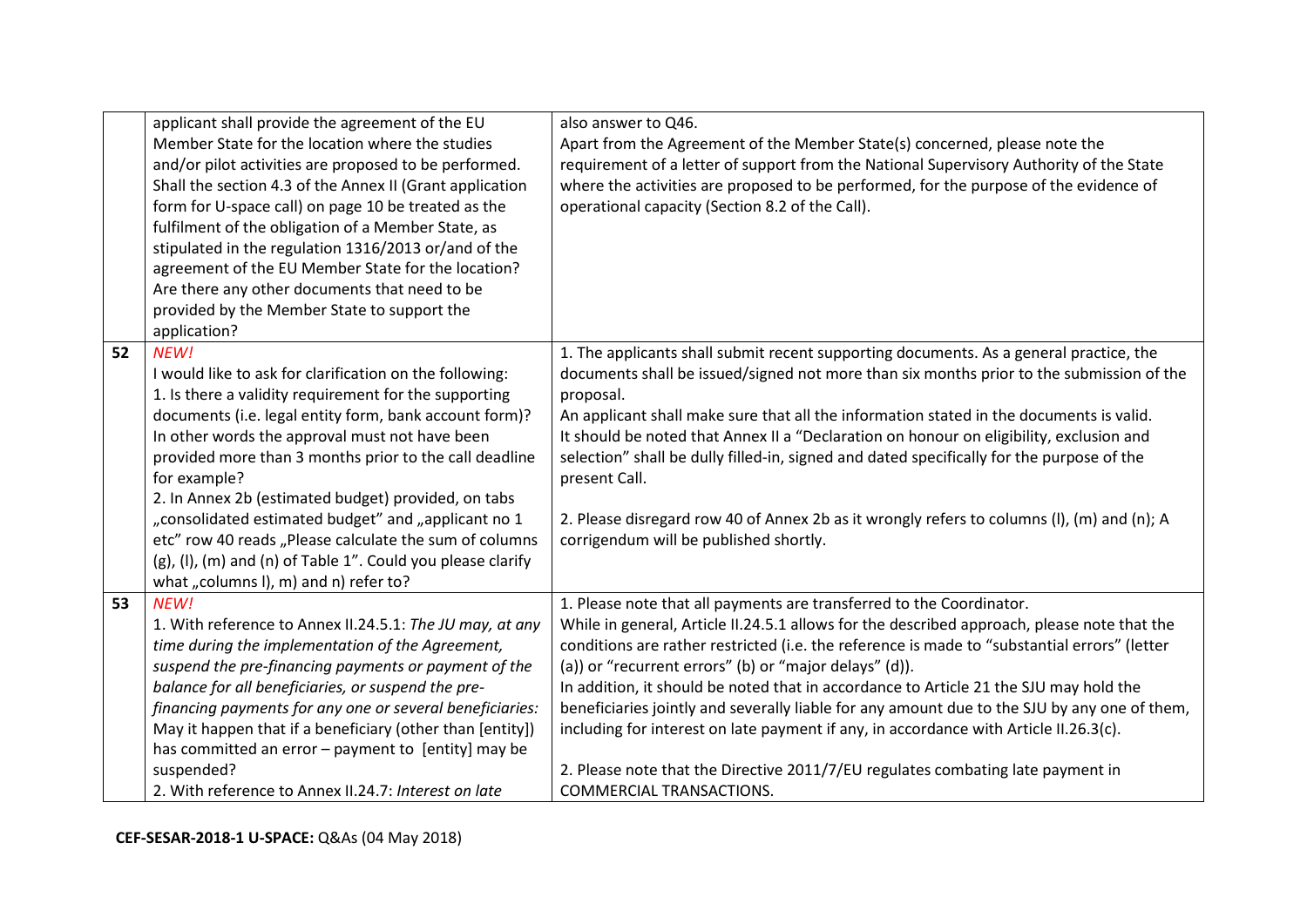| | | |
|---|---|---|
| | applicant shall provide the agreement of the EU Member State for the location where the studies and/or pilot activities are proposed to be performed. Shall the section 4.3 of the Annex II (Grant application form for U-space call) on page 10 be treated as the fulfilment of the obligation of a Member State, as stipulated in the regulation 1316/2013 or/and of the agreement of the EU Member State for the location? Are there any other documents that need to be provided by the Member State to support the application? | also answer to Q46.<br>Apart from the Agreement of the Member State(s) concerned, please note the requirement of a letter of support from the National Supervisory Authority of the State where the activities are proposed to be performed, for the purpose of the evidence of operational capacity (Section 8.2 of the Call). |
| **52** | *NEW!*<br>I would like to ask for clarification on the following:<br>1. Is there a validity requirement for the supporting documents (i.e. legal entity form, bank account form)? In other words the approval must not have been provided more than 3 months prior to the call deadline for example?<br>2. In Annex 2b (estimated budget) provided, on tabs „consolidated estimated budget" and „applicant no 1 etc" row 40 reads „Please calculate the sum of columns (g), (l), (m) and (n) of Table 1". Could you please clarify what „columns l), m) and n) refer to? | 1. The applicants shall submit recent supporting documents. As a general practice, the documents shall be issued/signed not more than six months prior to the submission of the proposal.<br>An applicant shall make sure that all the information stated in the documents is valid.<br>It should be noted that Annex II a "Declaration on honour on eligibility, exclusion and selection" shall be dully filled-in, signed and dated specifically for the purpose of the present Call.<br><br>2. Please disregard row 40 of Annex 2b as it wrongly refers to columns (l), (m) and (n); A corrigendum will be published shortly. |
| **53** | *NEW!*<br>1. With reference to Annex II.24.5.1: *The JU may, at any time during the implementation of the Agreement, suspend the pre-financing payments or payment of the balance for all beneficiaries, or suspend the pre-financing payments for any one or several beneficiaries:* May it happen that if a beneficiary (other than [entity]) has committed an error – payment to [entity] may be suspended?<br>2. With reference to Annex II.24.7: *Interest on late* | 1. Please note that all payments are transferred to the Coordinator.<br>While in general, Article II.24.5.1 allows for the described approach, please note that the conditions are rather restricted (i.e. the reference is made to "substantial errors" (letter (a)) or "recurrent errors" (b) or "major delays" (d)).<br>In addition, it should be noted that in accordance to Article 21 the SJU may hold the beneficiaries jointly and severally liable for any amount due to the SJU by any one of them, including for interest on late payment if any, in accordance with Article II.26.3(c).<br><br>2. Please note that the Directive 2011/7/EU regulates combating late payment in COMMERCIAL TRANSACTIONS. |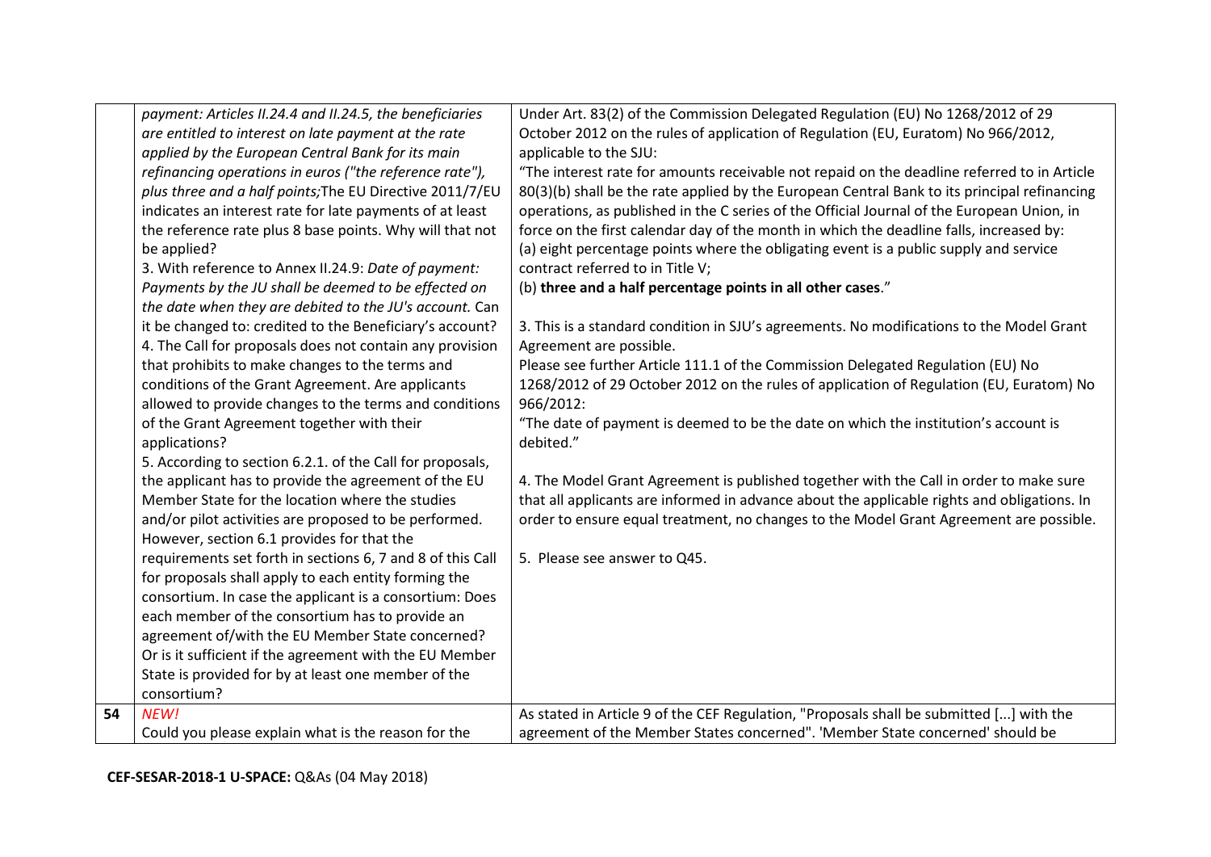| | | |
|---|---|---|
| | *payment: Articles II.24.4 and II.24.5, the beneficiaries are entitled to interest on late payment at the rate applied by the European Central Bank for its main refinancing operations in euros ("the reference rate"), plus three and a half points;*The EU Directive 2011/7/EU indicates an interest rate for late payments of at least the reference rate plus 8 base points. Why will that not be applied?<br>3. With reference to Annex II.24.9: *Date of payment: Payments by the JU shall be deemed to be effected on the date when they are debited to the JU's account.* Can it be changed to: credited to the Beneficiary's account?<br>4. The Call for proposals does not contain any provision that prohibits to make changes to the terms and conditions of the Grant Agreement. Are applicants allowed to provide changes to the terms and conditions of the Grant Agreement together with their applications?<br>5. According to section 6.2.1. of the Call for proposals, the applicant has to provide the agreement of the EU Member State for the location where the studies and/or pilot activities are proposed to be performed. However, section 6.1 provides for that the requirements set forth in sections 6, 7 and 8 of this Call for proposals shall apply to each entity forming the consortium. In case the applicant is a consortium: Does each member of the consortium has to provide an agreement of/with the EU Member State concerned? Or is it sufficient if the agreement with the EU Member State is provided for by at least one member of the consortium? | Under Art. 83(2) of the Commission Delegated Regulation (EU) No 1268/2012 of 29 October 2012 on the rules of application of Regulation (EU, Euratom) No 966/2012, applicable to the SJU:<br>"The interest rate for amounts receivable not repaid on the deadline referred to in Article 80(3)(b) shall be the rate applied by the European Central Bank to its principal refinancing operations, as published in the C series of the Official Journal of the European Union, in force on the first calendar day of the month in which the deadline falls, increased by:<br>(a) eight percentage points where the obligating event is a public supply and service contract referred to in Title V;<br>(b) **three and a half percentage points in all other cases**."<br><br>3. This is a standard condition in SJU's agreements. No modifications to the Model Grant Agreement are possible.<br>Please see further Article 111.1 of the Commission Delegated Regulation (EU) No 1268/2012 of 29 October 2012 on the rules of application of Regulation (EU, Euratom) No 966/2012:<br>"The date of payment is deemed to be the date on which the institution's account is debited."<br><br>4. The Model Grant Agreement is published together with the Call in order to make sure that all applicants are informed in advance about the applicable rights and obligations. In order to ensure equal treatment, no changes to the Model Grant Agreement are possible.<br><br>5. Please see answer to Q45. |
| 54 | *NEW!*<br>Could you please explain what is the reason for the | As stated in Article 9 of the CEF Regulation, "Proposals shall be submitted [...] with the agreement of the Member States concerned". 'Member State concerned' should be |

**CEF-SESAR-2018-1 U-SPACE:** Q&As (04 May 2018)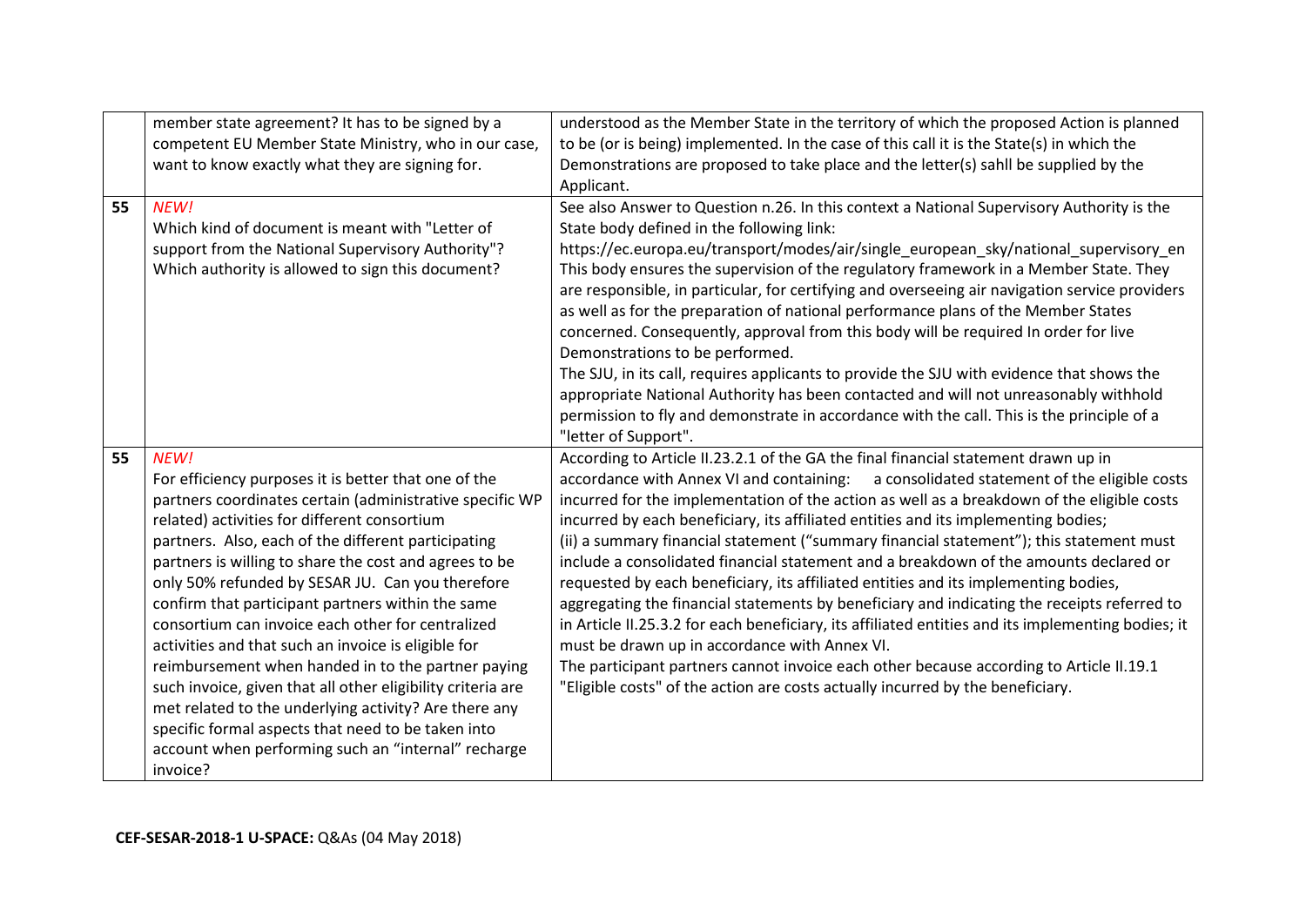|  | member state agreement? It has to be signed by a competent EU Member State Ministry, who in our case, want to know exactly what they are signing for. | understood as the Member State in the territory of which the proposed Action is planned to be (or is being) implemented. In the case of this call it is the State(s) in which the Demonstrations are proposed to take place and the letter(s) sahll be supplied by the Applicant. |
|---|---|---|
| 55 | *NEW!*<br>Which kind of document is meant with "Letter of support from the National Supervisory Authority"? Which authority is allowed to sign this document? | See also Answer to Question n.26. In this context a National Supervisory Authority is the State body defined in the following link:<br>https://ec.europa.eu/transport/modes/air/single_european_sky/national_supervisory_en<br>This body ensures the supervision of the regulatory framework in a Member State. They are responsible, in particular, for certifying and overseeing air navigation service providers as well as for the preparation of national performance plans of the Member States concerned. Consequently, approval from this body will be required In order for live Demonstrations to be performed.<br>The SJU, in its call, requires applicants to provide the SJU with evidence that shows the appropriate National Authority has been contacted and will not unreasonably withhold permission to fly and demonstrate in accordance with the call. This is the principle of a "letter of Support". |
| 55 | *NEW!*<br>For efficiency purposes it is better that one of the partners coordinates certain (administrative specific WP related) activities for different consortium partners. Also, each of the different participating partners is willing to share the cost and agrees to be only 50% refunded by SESAR JU. Can you therefore confirm that participant partners within the same consortium can invoice each other for centralized activities and that such an invoice is eligible for reimbursement when handed in to the partner paying such invoice, given that all other eligibility criteria are met related to the underlying activity? Are there any specific formal aspects that need to be taken into account when performing such an "internal" recharge invoice? | According to Article II.23.2.1 of the GA the final financial statement drawn up in accordance with Annex VI and containing: a consolidated statement of the eligible costs incurred for the implementation of the action as well as a breakdown of the eligible costs incurred by each beneficiary, its affiliated entities and its implementing bodies;<br>(ii) a summary financial statement ("summary financial statement"); this statement must include a consolidated financial statement and a breakdown of the amounts declared or requested by each beneficiary, its affiliated entities and its implementing bodies, aggregating the financial statements by beneficiary and indicating the receipts referred to in Article II.25.3.2 for each beneficiary, its affiliated entities and its implementing bodies; it must be drawn up in accordance with Annex VI.<br>The participant partners cannot invoice each other because according to Article II.19.1 "Eligible costs" of the action are costs actually incurred by the beneficiary. |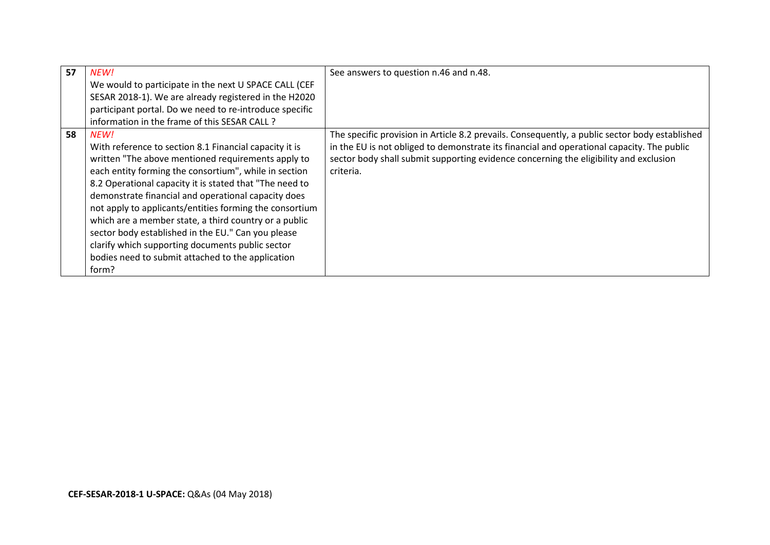| | | |
|---|---|---|
| 57 | *NEW!* We would to participate in the next U SPACE CALL (CEF SESAR 2018-1). We are already registered in the H2020 participant portal. Do we need to re-introduce specific information in the frame of this SESAR CALL ? | See answers to question n.46 and n.48. |
| 58 | *NEW!* With reference to section 8.1 Financial capacity it is written "The above mentioned requirements apply to each entity forming the consortium", while in section 8.2 Operational capacity it is stated that "The need to demonstrate financial and operational capacity does not apply to applicants/entities forming the consortium which are a member state, a third country or a public sector body established in the EU." Can you please clarify which supporting documents public sector bodies need to submit attached to the application form? | The specific provision in Article 8.2 prevails. Consequently, a public sector body established in the EU is not obliged to demonstrate its financial and operational capacity. The public sector body shall submit supporting evidence concerning the eligibility and exclusion criteria. |

**CEF-SESAR-2018-1 U-SPACE:** Q&As (04 May 2018)